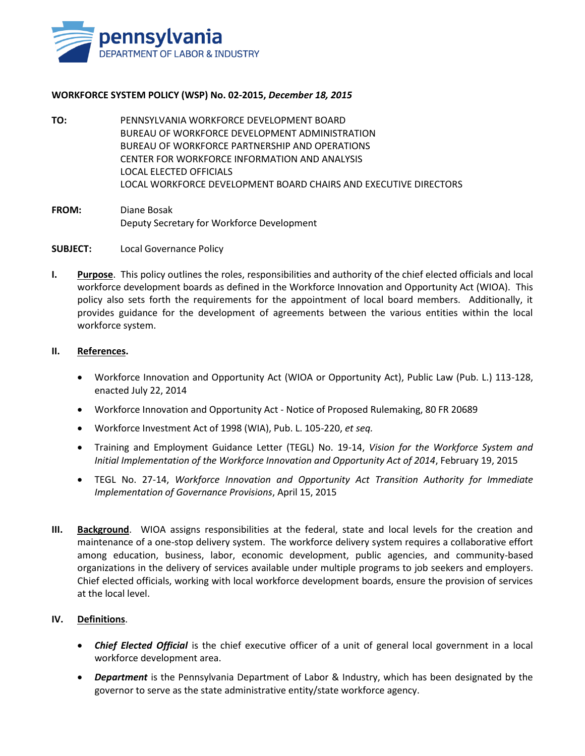pennsylvania
DEPARTMENT OF LABOR & INDUSTRY

**WORKFORCE SYSTEM POLICY (WSP) No. 02-2015,** ***December 18, 2015***

**TO:** PENNSYLVANIA WORKFORCE DEVELOPMENT BOARD
BUREAU OF WORKFORCE DEVELOPMENT ADMINISTRATION
BUREAU OF WORKFORCE PARTNERSHIP AND OPERATIONS
CENTER FOR WORKFORCE INFORMATION AND ANALYSIS
LOCAL ELECTED OFFICIALS
LOCAL WORKFORCE DEVELOPMENT BOARD CHAIRS AND EXECUTIVE DIRECTORS

**FROM:** Diane Bosak
Deputy Secretary for Workforce Development

**SUBJECT:** Local Governance Policy

**I. Purpose**. This policy outlines the roles, responsibilities and authority of the chief elected officials and local workforce development boards as defined in the Workforce Innovation and Opportunity Act (WIOA). This policy also sets forth the requirements for the appointment of local board members. Additionally, it provides guidance for the development of agreements between the various entities within the local workforce system.

**II. References.**

- Workforce Innovation and Opportunity Act (WIOA or Opportunity Act), Public Law (Pub. L.) 113-128, enacted July 22, 2014
- Workforce Innovation and Opportunity Act - Notice of Proposed Rulemaking, 80 FR 20689
- Workforce Investment Act of 1998 (WIA), Pub. L. 105-220, *et seq.*
- Training and Employment Guidance Letter (TEGL) No. 19-14, *Vision for the Workforce System and Initial Implementation of the Workforce Innovation and Opportunity Act of 2014*, February 19, 2015
- TEGL No. 27-14, *Workforce Innovation and Opportunity Act Transition Authority for Immediate Implementation of Governance Provisions*, April 15, 2015

**III. Background**. WIOA assigns responsibilities at the federal, state and local levels for the creation and maintenance of a one-stop delivery system. The workforce delivery system requires a collaborative effort among education, business, labor, economic development, public agencies, and community-based organizations in the delivery of services available under multiple programs to job seekers and employers. Chief elected officials, working with local workforce development boards, ensure the provision of services at the local level.

**IV. Definitions**.

- ***Chief Elected Official*** is the chief executive officer of a unit of general local government in a local workforce development area.
- ***Department*** is the Pennsylvania Department of Labor & Industry, which has been designated by the governor to serve as the state administrative entity/state workforce agency.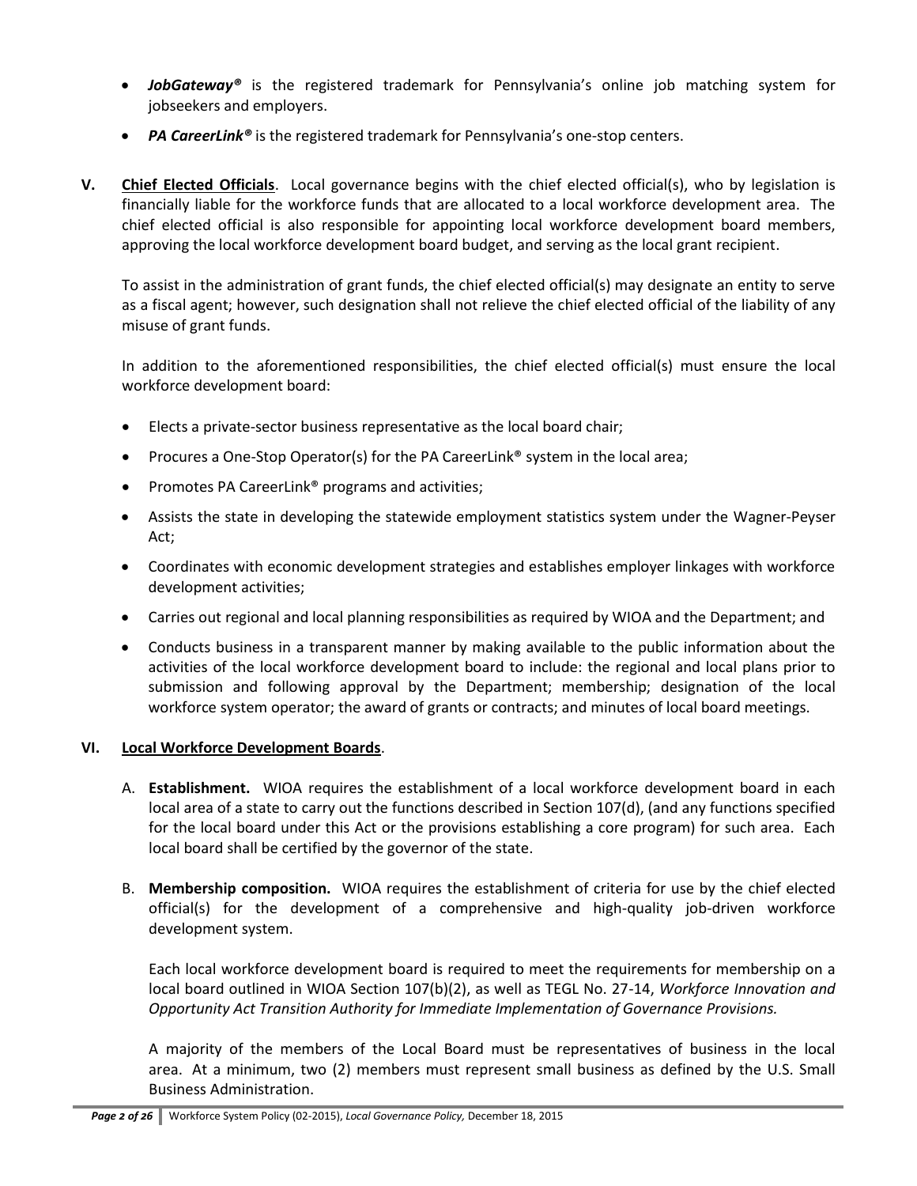- ***JobGateway®*** is the registered trademark for Pennsylvania's online job matching system for jobseekers and employers.
- ***PA CareerLink®*** is the registered trademark for Pennsylvania's one-stop centers.

**V. Chief Elected Officials**. Local governance begins with the chief elected official(s), who by legislation is financially liable for the workforce funds that are allocated to a local workforce development area. The chief elected official is also responsible for appointing local workforce development board members, approving the local workforce development board budget, and serving as the local grant recipient.

To assist in the administration of grant funds, the chief elected official(s) may designate an entity to serve as a fiscal agent; however, such designation shall not relieve the chief elected official of the liability of any misuse of grant funds.

In addition to the aforementioned responsibilities, the chief elected official(s) must ensure the local workforce development board:

- Elects a private-sector business representative as the local board chair;
- Procures a One-Stop Operator(s) for the PA CareerLink® system in the local area;
- Promotes PA CareerLink® programs and activities;
- Assists the state in developing the statewide employment statistics system under the Wagner-Peyser Act;
- Coordinates with economic development strategies and establishes employer linkages with workforce development activities;
- Carries out regional and local planning responsibilities as required by WIOA and the Department; and
- Conducts business in a transparent manner by making available to the public information about the activities of the local workforce development board to include: the regional and local plans prior to submission and following approval by the Department; membership; designation of the local workforce system operator; the award of grants or contracts; and minutes of local board meetings.

**VI. Local Workforce Development Boards**.

A. **Establishment.** WIOA requires the establishment of a local workforce development board in each local area of a state to carry out the functions described in Section 107(d), (and any functions specified for the local board under this Act or the provisions establishing a core program) for such area. Each local board shall be certified by the governor of the state.

B. **Membership composition.** WIOA requires the establishment of criteria for use by the chief elected official(s) for the development of a comprehensive and high-quality job-driven workforce development system.

Each local workforce development board is required to meet the requirements for membership on a local board outlined in WIOA Section 107(b)(2), as well as TEGL No. 27-14, *Workforce Innovation and Opportunity Act Transition Authority for Immediate Implementation of Governance Provisions.*

A majority of the members of the Local Board must be representatives of business in the local area. At a minimum, two (2) members must represent small business as defined by the U.S. Small Business Administration.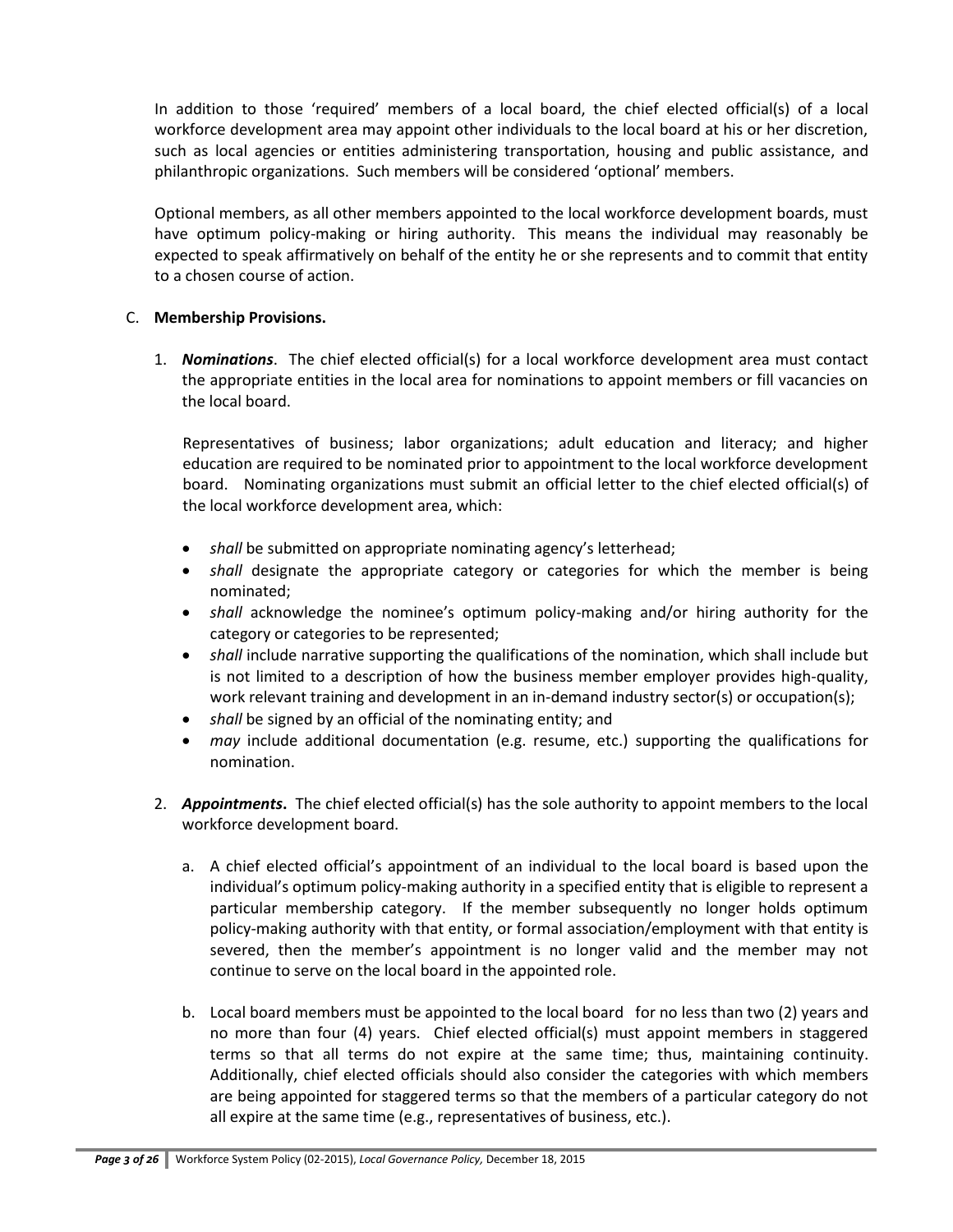In addition to those 'required' members of a local board, the chief elected official(s) of a local workforce development area may appoint other individuals to the local board at his or her discretion, such as local agencies or entities administering transportation, housing and public assistance, and philanthropic organizations. Such members will be considered 'optional' members.

Optional members, as all other members appointed to the local workforce development boards, must have optimum policy-making or hiring authority. This means the individual may reasonably be expected to speak affirmatively on behalf of the entity he or she represents and to commit that entity to a chosen course of action.

C. **Membership Provisions.**

1. ***Nominations***. The chief elected official(s) for a local workforce development area must contact the appropriate entities in the local area for nominations to appoint members or fill vacancies on the local board.

   Representatives of business; labor organizations; adult education and literacy; and higher education are required to be nominated prior to appointment to the local workforce development board. Nominating organizations must submit an official letter to the chief elected official(s) of the local workforce development area, which:

   - *shall* be submitted on appropriate nominating agency's letterhead;
   - *shall* designate the appropriate category or categories for which the member is being nominated;
   - *shall* acknowledge the nominee's optimum policy-making and/or hiring authority for the category or categories to be represented;
   - *shall* include narrative supporting the qualifications of the nomination, which shall include but is not limited to a description of how the business member employer provides high-quality, work relevant training and development in an in-demand industry sector(s) or occupation(s);
   - *shall* be signed by an official of the nominating entity; and
   - *may* include additional documentation (e.g. resume, etc.) supporting the qualifications for nomination.

2. ***Appointments***. The chief elected official(s) has the sole authority to appoint members to the local workforce development board.

   a. A chief elected official's appointment of an individual to the local board is based upon the individual's optimum policy-making authority in a specified entity that is eligible to represent a particular membership category. If the member subsequently no longer holds optimum policy-making authority with that entity, or formal association/employment with that entity is severed, then the member's appointment is no longer valid and the member may not continue to serve on the local board in the appointed role.

   b. Local board members must be appointed to the local board for no less than two (2) years and no more than four (4) years. Chief elected official(s) must appoint members in staggered terms so that all terms do not expire at the same time; thus, maintaining continuity. Additionally, chief elected officials should also consider the categories with which members are being appointed for staggered terms so that the members of a particular category do not all expire at the same time (e.g., representatives of business, etc.).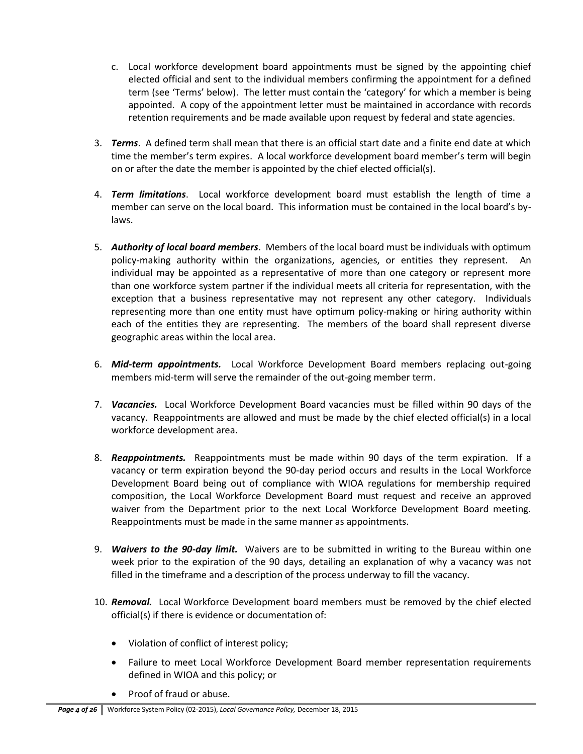c. Local workforce development board appointments must be signed by the appointing chief elected official and sent to the individual members confirming the appointment for a defined term (see 'Terms' below). The letter must contain the 'category' for which a member is being appointed. A copy of the appointment letter must be maintained in accordance with records retention requirements and be made available upon request by federal and state agencies.

3. ***Terms***. A defined term shall mean that there is an official start date and a finite end date at which time the member's term expires. A local workforce development board member's term will begin on or after the date the member is appointed by the chief elected official(s).

4. ***Term limitations***. Local workforce development board must establish the length of time a member can serve on the local board. This information must be contained in the local board's by-laws.

5. ***Authority of local board members***. Members of the local board must be individuals with optimum policy-making authority within the organizations, agencies, or entities they represent. An individual may be appointed as a representative of more than one category or represent more than one workforce system partner if the individual meets all criteria for representation, with the exception that a business representative may not represent any other category. Individuals representing more than one entity must have optimum policy-making or hiring authority within each of the entities they are representing. The members of the board shall represent diverse geographic areas within the local area.

6. ***Mid-term appointments.*** Local Workforce Development Board members replacing out-going members mid-term will serve the remainder of the out-going member term.

7. ***Vacancies.*** Local Workforce Development Board vacancies must be filled within 90 days of the vacancy. Reappointments are allowed and must be made by the chief elected official(s) in a local workforce development area.

8. ***Reappointments.*** Reappointments must be made within 90 days of the term expiration. If a vacancy or term expiration beyond the 90-day period occurs and results in the Local Workforce Development Board being out of compliance with WIOA regulations for membership required composition, the Local Workforce Development Board must request and receive an approved waiver from the Department prior to the next Local Workforce Development Board meeting. Reappointments must be made in the same manner as appointments.

9. ***Waivers to the 90-day limit.*** Waivers are to be submitted in writing to the Bureau within one week prior to the expiration of the 90 days, detailing an explanation of why a vacancy was not filled in the timeframe and a description of the process underway to fill the vacancy.

10. ***Removal.*** Local Workforce Development board members must be removed by the chief elected official(s) if there is evidence or documentation of:

    - Violation of conflict of interest policy;
    - Failure to meet Local Workforce Development Board member representation requirements defined in WIOA and this policy; or
    - Proof of fraud or abuse.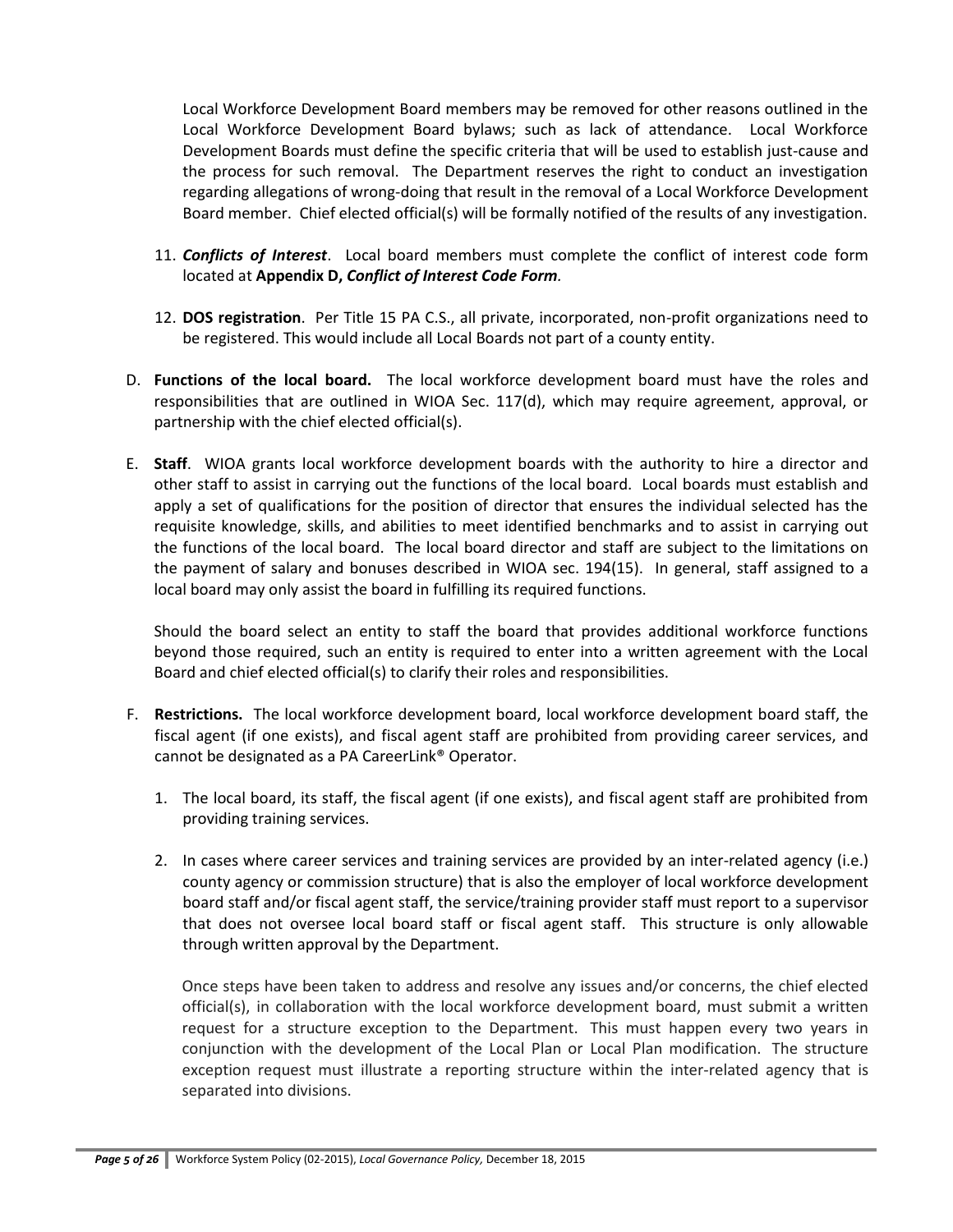Local Workforce Development Board members may be removed for other reasons outlined in the Local Workforce Development Board bylaws; such as lack of attendance. Local Workforce Development Boards must define the specific criteria that will be used to establish just-cause and the process for such removal. The Department reserves the right to conduct an investigation regarding allegations of wrong-doing that result in the removal of a Local Workforce Development Board member. Chief elected official(s) will be formally notified of the results of any investigation.

11. ***Conflicts of Interest***. Local board members must complete the conflict of interest code form located at **Appendix D,** ***Conflict of Interest Code Form***.

12. **DOS registration**. Per Title 15 PA C.S., all private, incorporated, non-profit organizations need to be registered. This would include all Local Boards not part of a county entity.

D. **Functions of the local board.** The local workforce development board must have the roles and responsibilities that are outlined in WIOA Sec. 117(d), which may require agreement, approval, or partnership with the chief elected official(s).

E. **Staff**. WIOA grants local workforce development boards with the authority to hire a director and other staff to assist in carrying out the functions of the local board. Local boards must establish and apply a set of qualifications for the position of director that ensures the individual selected has the requisite knowledge, skills, and abilities to meet identified benchmarks and to assist in carrying out the functions of the local board. The local board director and staff are subject to the limitations on the payment of salary and bonuses described in WIOA sec. 194(15). In general, staff assigned to a local board may only assist the board in fulfilling its required functions.

   Should the board select an entity to staff the board that provides additional workforce functions beyond those required, such an entity is required to enter into a written agreement with the Local Board and chief elected official(s) to clarify their roles and responsibilities.

F. **Restrictions.** The local workforce development board, local workforce development board staff, the fiscal agent (if one exists), and fiscal agent staff are prohibited from providing career services, and cannot be designated as a PA CareerLink® Operator.

   1. The local board, its staff, the fiscal agent (if one exists), and fiscal agent staff are prohibited from providing training services.

   2. In cases where career services and training services are provided by an inter-related agency (i.e.) county agency or commission structure) that is also the employer of local workforce development board staff and/or fiscal agent staff, the service/training provider staff must report to a supervisor that does not oversee local board staff or fiscal agent staff. This structure is only allowable through written approval by the Department.

      Once steps have been taken to address and resolve any issues and/or concerns, the chief elected official(s), in collaboration with the local workforce development board, must submit a written request for a structure exception to the Department. This must happen every two years in conjunction with the development of the Local Plan or Local Plan modification. The structure exception request must illustrate a reporting structure within the inter-related agency that is separated into divisions.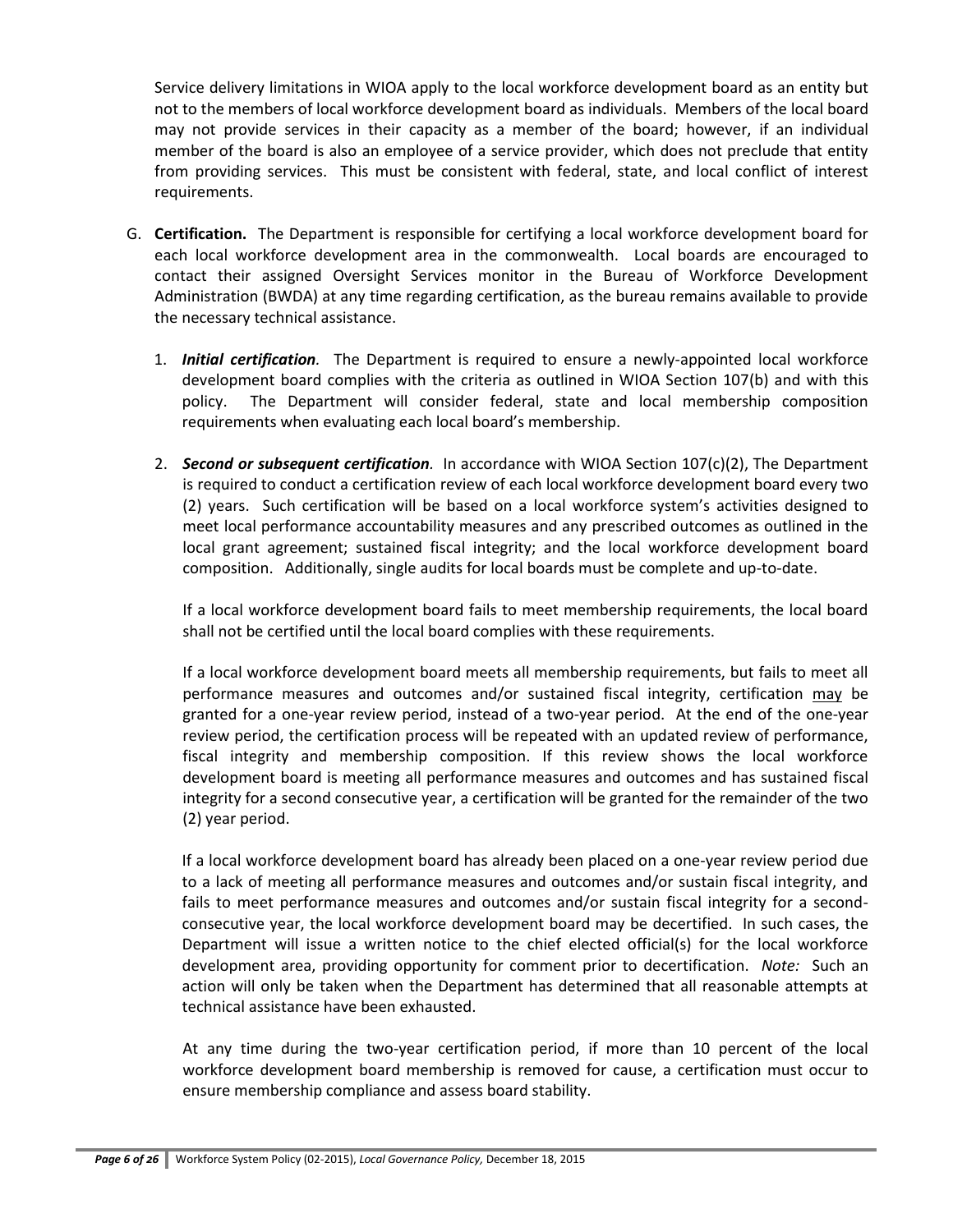Service delivery limitations in WIOA apply to the local workforce development board as an entity but not to the members of local workforce development board as individuals. Members of the local board may not provide services in their capacity as a member of the board; however, if an individual member of the board is also an employee of a service provider, which does not preclude that entity from providing services. This must be consistent with federal, state, and local conflict of interest requirements.

G. **Certification.** The Department is responsible for certifying a local workforce development board for each local workforce development area in the commonwealth. Local boards are encouraged to contact their assigned Oversight Services monitor in the Bureau of Workforce Development Administration (BWDA) at any time regarding certification, as the bureau remains available to provide the necessary technical assistance.

   1. ***Initial certification.*** The Department is required to ensure a newly-appointed local workforce development board complies with the criteria as outlined in WIOA Section 107(b) and with this policy. The Department will consider federal, state and local membership composition requirements when evaluating each local board's membership.

   2. ***Second or subsequent certification.*** In accordance with WIOA Section 107(c)(2), The Department is required to conduct a certification review of each local workforce development board every two (2) years. Such certification will be based on a local workforce system's activities designed to meet local performance accountability measures and any prescribed outcomes as outlined in the local grant agreement; sustained fiscal integrity; and the local workforce development board composition. Additionally, single audits for local boards must be complete and up-to-date.

      If a local workforce development board fails to meet membership requirements, the local board shall not be certified until the local board complies with these requirements.

      If a local workforce development board meets all membership requirements, but fails to meet all performance measures and outcomes and/or sustained fiscal integrity, certification <u>may</u> be granted for a one-year review period, instead of a two-year period. At the end of the one-year review period, the certification process will be repeated with an updated review of performance, fiscal integrity and membership composition. If this review shows the local workforce development board is meeting all performance measures and outcomes and has sustained fiscal integrity for a second consecutive year, a certification will be granted for the remainder of the two (2) year period.

      If a local workforce development board has already been placed on a one-year review period due to a lack of meeting all performance measures and outcomes and/or sustain fiscal integrity, and fails to meet performance measures and outcomes and/or sustain fiscal integrity for a second-consecutive year, the local workforce development board may be decertified. In such cases, the Department will issue a written notice to the chief elected official(s) for the local workforce development area, providing opportunity for comment prior to decertification. *Note:* Such an action will only be taken when the Department has determined that all reasonable attempts at technical assistance have been exhausted.

      At any time during the two-year certification period, if more than 10 percent of the local workforce development board membership is removed for cause, a certification must occur to ensure membership compliance and assess board stability.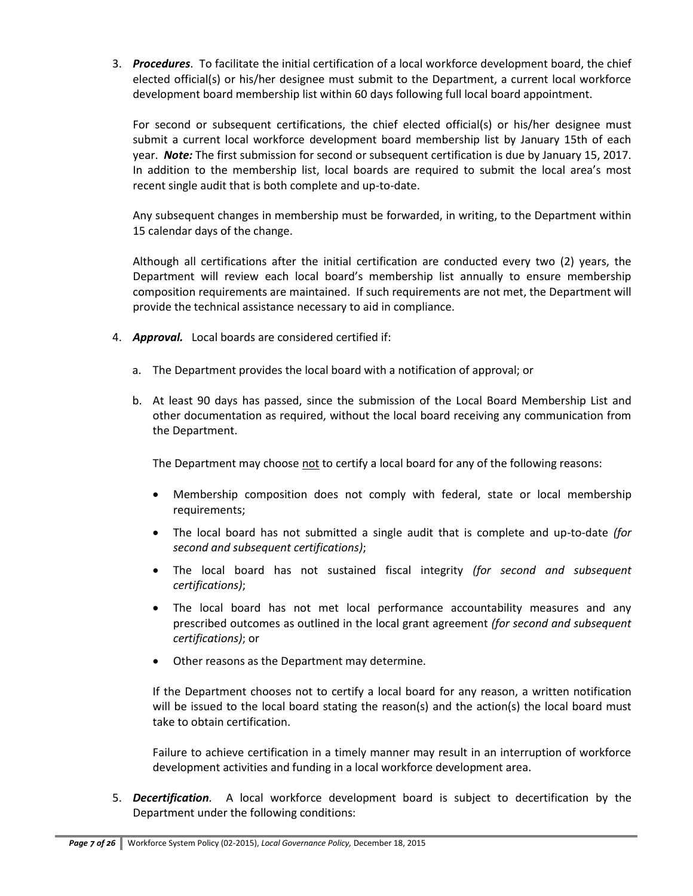3. ***Procedures***. To facilitate the initial certification of a local workforce development board, the chief elected official(s) or his/her designee must submit to the Department, a current local workforce development board membership list within 60 days following full local board appointment.

   For second or subsequent certifications, the chief elected official(s) or his/her designee must submit a current local workforce development board membership list by January 15th of each year. ***Note:*** The first submission for second or subsequent certification is due by January 15, 2017. In addition to the membership list, local boards are required to submit the local area's most recent single audit that is both complete and up-to-date.

   Any subsequent changes in membership must be forwarded, in writing, to the Department within 15 calendar days of the change.

   Although all certifications after the initial certification are conducted every two (2) years, the Department will review each local board's membership list annually to ensure membership composition requirements are maintained. If such requirements are not met, the Department will provide the technical assistance necessary to aid in compliance.

4. ***Approval.*** Local boards are considered certified if:

   a. The Department provides the local board with a notification of approval; or

   b. At least 90 days has passed, since the submission of the Local Board Membership List and other documentation as required, without the local board receiving any communication from the Department.

   The Department may choose <u>not</u> to certify a local board for any of the following reasons:

   - Membership composition does not comply with federal, state or local membership requirements;
   - The local board has not submitted a single audit that is complete and up-to-date *(for second and subsequent certifications)*;
   - The local board has not sustained fiscal integrity *(for second and subsequent certifications)*;
   - The local board has not met local performance accountability measures and any prescribed outcomes as outlined in the local grant agreement *(for second and subsequent certifications)*; or
   - Other reasons as the Department may determine.

   If the Department chooses not to certify a local board for any reason, a written notification will be issued to the local board stating the reason(s) and the action(s) the local board must take to obtain certification.

   Failure to achieve certification in a timely manner may result in an interruption of workforce development activities and funding in a local workforce development area.

5. ***Decertification.*** A local workforce development board is subject to decertification by the Department under the following conditions: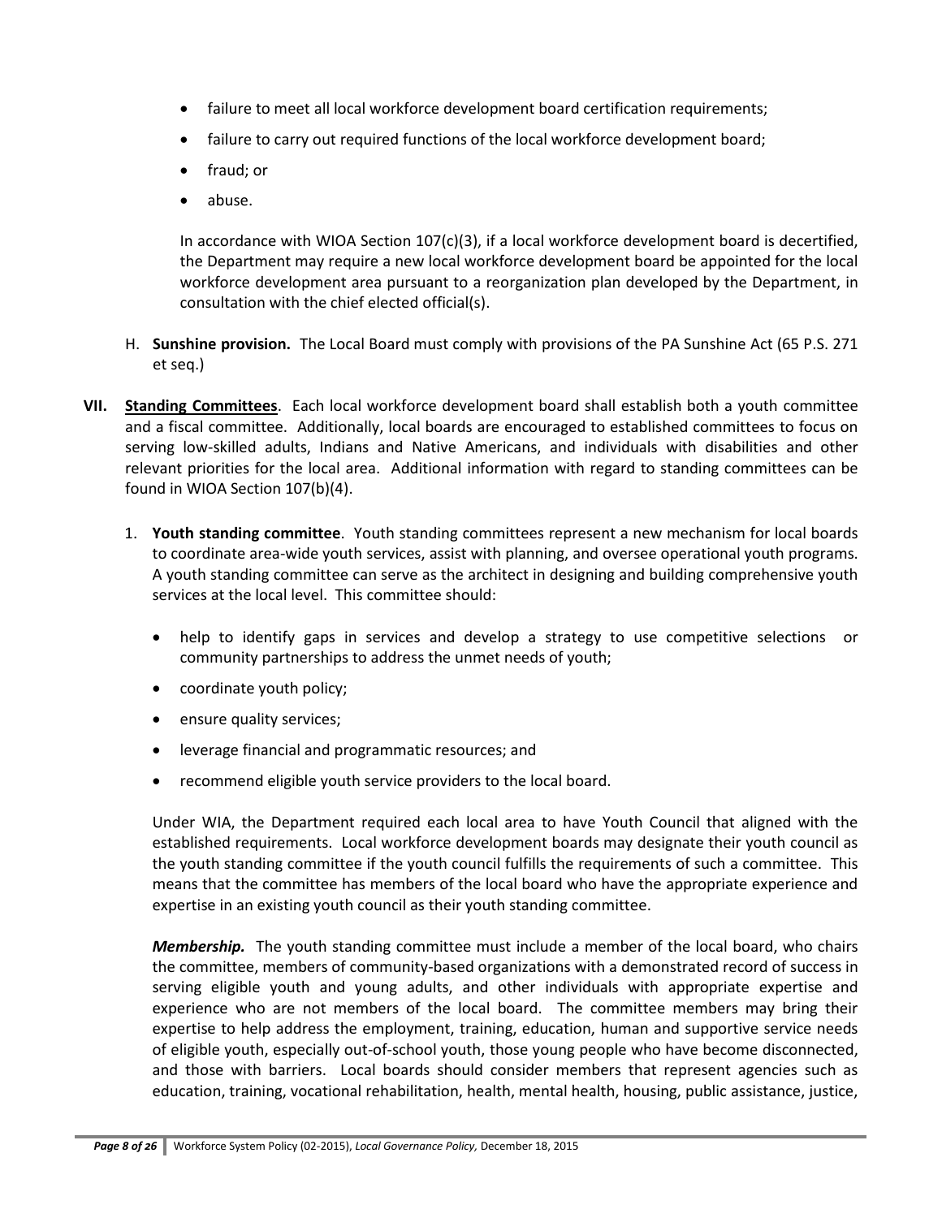- failure to meet all local workforce development board certification requirements;
- failure to carry out required functions of the local workforce development board;
- fraud; or
- abuse.

In accordance with WIOA Section 107(c)(3), if a local workforce development board is decertified, the Department may require a new local workforce development board be appointed for the local workforce development area pursuant to a reorganization plan developed by the Department, in consultation with the chief elected official(s).

H. **Sunshine provision.** The Local Board must comply with provisions of the PA Sunshine Act (65 P.S. 271 et seq.)

**VII. Standing Committees**. Each local workforce development board shall establish both a youth committee and a fiscal committee. Additionally, local boards are encouraged to established committees to focus on serving low-skilled adults, Indians and Native Americans, and individuals with disabilities and other relevant priorities for the local area. Additional information with regard to standing committees can be found in WIOA Section 107(b)(4).

1. **Youth standing committee**. Youth standing committees represent a new mechanism for local boards to coordinate area-wide youth services, assist with planning, and oversee operational youth programs. A youth standing committee can serve as the architect in designing and building comprehensive youth services at the local level. This committee should:

   - help to identify gaps in services and develop a strategy to use competitive selections or community partnerships to address the unmet needs of youth;
   - coordinate youth policy;
   - ensure quality services;
   - leverage financial and programmatic resources; and
   - recommend eligible youth service providers to the local board.

   Under WIA, the Department required each local area to have Youth Council that aligned with the established requirements. Local workforce development boards may designate their youth council as the youth standing committee if the youth council fulfills the requirements of such a committee. This means that the committee has members of the local board who have the appropriate experience and expertise in an existing youth council as their youth standing committee.

   ***Membership.*** The youth standing committee must include a member of the local board, who chairs the committee, members of community-based organizations with a demonstrated record of success in serving eligible youth and young adults, and other individuals with appropriate expertise and experience who are not members of the local board. The committee members may bring their expertise to help address the employment, training, education, human and supportive service needs of eligible youth, especially out-of-school youth, those young people who have become disconnected, and those with barriers. Local boards should consider members that represent agencies such as education, training, vocational rehabilitation, health, mental health, housing, public assistance, justice,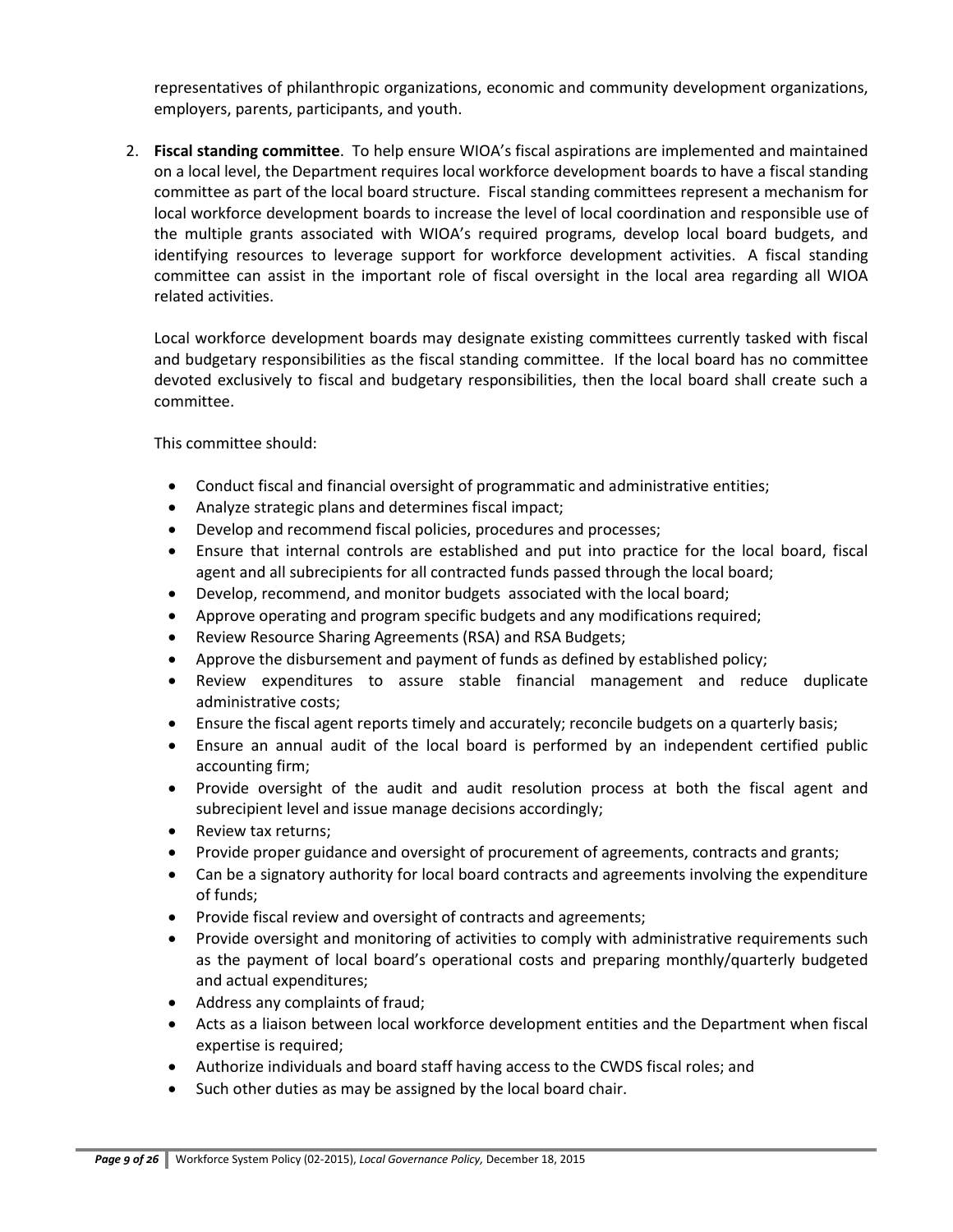representatives of philanthropic organizations, economic and community development organizations, employers, parents, participants, and youth.

2. **Fiscal standing committee**. To help ensure WIOA's fiscal aspirations are implemented and maintained on a local level, the Department requires local workforce development boards to have a fiscal standing committee as part of the local board structure. Fiscal standing committees represent a mechanism for local workforce development boards to increase the level of local coordination and responsible use of the multiple grants associated with WIOA's required programs, develop local board budgets, and identifying resources to leverage support for workforce development activities. A fiscal standing committee can assist in the important role of fiscal oversight in the local area regarding all WIOA related activities.

   Local workforce development boards may designate existing committees currently tasked with fiscal and budgetary responsibilities as the fiscal standing committee. If the local board has no committee devoted exclusively to fiscal and budgetary responsibilities, then the local board shall create such a committee.

   This committee should:

   - Conduct fiscal and financial oversight of programmatic and administrative entities;
   - Analyze strategic plans and determines fiscal impact;
   - Develop and recommend fiscal policies, procedures and processes;
   - Ensure that internal controls are established and put into practice for the local board, fiscal agent and all subrecipients for all contracted funds passed through the local board;
   - Develop, recommend, and monitor budgets associated with the local board;
   - Approve operating and program specific budgets and any modifications required;
   - Review Resource Sharing Agreements (RSA) and RSA Budgets;
   - Approve the disbursement and payment of funds as defined by established policy;
   - Review expenditures to assure stable financial management and reduce duplicate administrative costs;
   - Ensure the fiscal agent reports timely and accurately; reconcile budgets on a quarterly basis;
   - Ensure an annual audit of the local board is performed by an independent certified public accounting firm;
   - Provide oversight of the audit and audit resolution process at both the fiscal agent and subrecipient level and issue manage decisions accordingly;
   - Review tax returns;
   - Provide proper guidance and oversight of procurement of agreements, contracts and grants;
   - Can be a signatory authority for local board contracts and agreements involving the expenditure of funds;
   - Provide fiscal review and oversight of contracts and agreements;
   - Provide oversight and monitoring of activities to comply with administrative requirements such as the payment of local board's operational costs and preparing monthly/quarterly budgeted and actual expenditures;
   - Address any complaints of fraud;
   - Acts as a liaison between local workforce development entities and the Department when fiscal expertise is required;
   - Authorize individuals and board staff having access to the CWDS fiscal roles; and
   - Such other duties as may be assigned by the local board chair.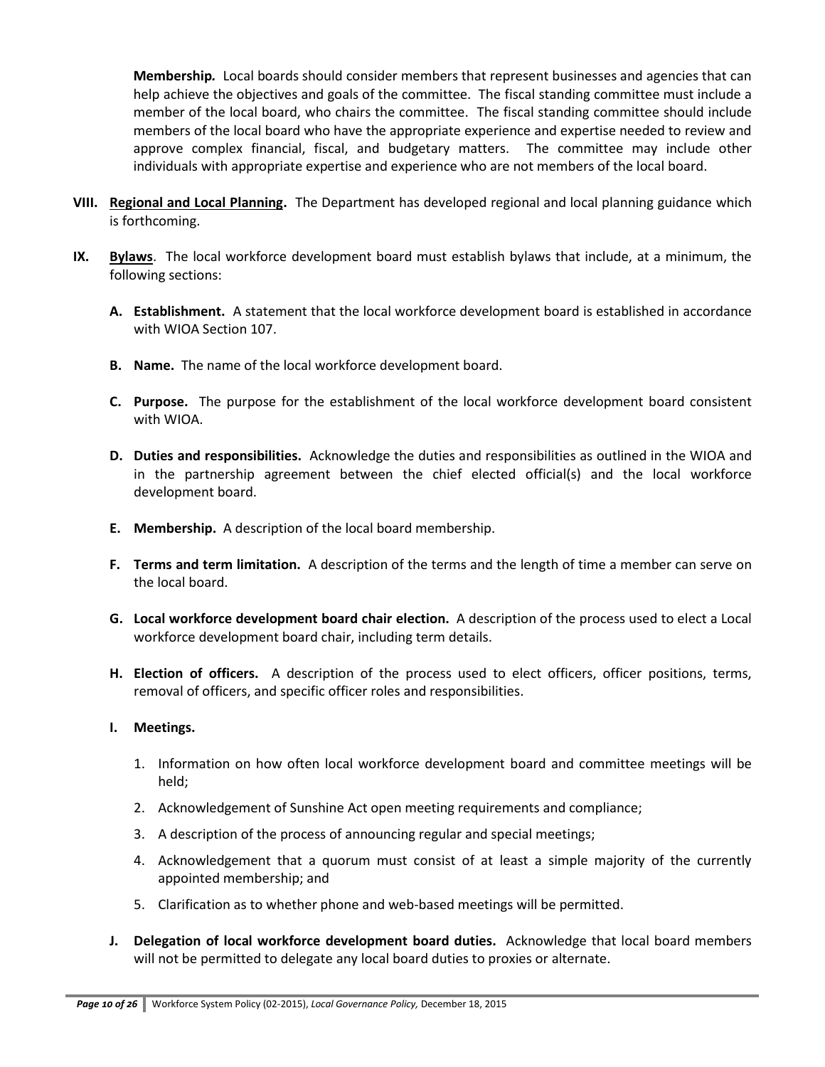**Membership.** Local boards should consider members that represent businesses and agencies that can help achieve the objectives and goals of the committee. The fiscal standing committee must include a member of the local board, who chairs the committee. The fiscal standing committee should include members of the local board who have the appropriate experience and expertise needed to review and approve complex financial, fiscal, and budgetary matters. The committee may include other individuals with appropriate expertise and experience who are not members of the local board.

**VIII. <u>Regional and Local Planning</u>.** The Department has developed regional and local planning guidance which is forthcoming.

**IX. <u>Bylaws</u>**. The local workforce development board must establish bylaws that include, at a minimum, the following sections:

**A. Establishment.** A statement that the local workforce development board is established in accordance with WIOA Section 107.

**B. Name.** The name of the local workforce development board.

**C. Purpose.** The purpose for the establishment of the local workforce development board consistent with WIOA.

**D. Duties and responsibilities.** Acknowledge the duties and responsibilities as outlined in the WIOA and in the partnership agreement between the chief elected official(s) and the local workforce development board.

**E. Membership.** A description of the local board membership.

**F. Terms and term limitation.** A description of the terms and the length of time a member can serve on the local board.

**G. Local workforce development board chair election.** A description of the process used to elect a Local workforce development board chair, including term details.

**H. Election of officers.** A description of the process used to elect officers, officer positions, terms, removal of officers, and specific officer roles and responsibilities.

**I. Meetings.**

1. Information on how often local workforce development board and committee meetings will be held;
2. Acknowledgement of Sunshine Act open meeting requirements and compliance;
3. A description of the process of announcing regular and special meetings;
4. Acknowledgement that a quorum must consist of at least a simple majority of the currently appointed membership; and
5. Clarification as to whether phone and web-based meetings will be permitted.

**J. Delegation of local workforce development board duties.** Acknowledge that local board members will not be permitted to delegate any local board duties to proxies or alternate.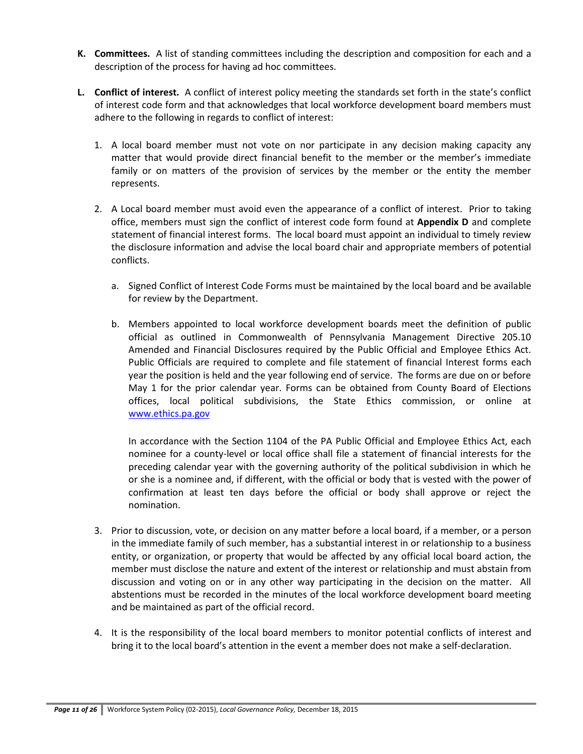K. **Committees.** A list of standing committees including the description and composition for each and a description of the process for having ad hoc committees.

L. **Conflict of interest.** A conflict of interest policy meeting the standards set forth in the state's conflict of interest code form and that acknowledges that local workforce development board members must adhere to the following in regards to conflict of interest:

   1. A local board member must not vote on nor participate in any decision making capacity any matter that would provide direct financial benefit to the member or the member's immediate family or on matters of the provision of services by the member or the entity the member represents.

   2. A Local board member must avoid even the appearance of a conflict of interest. Prior to taking office, members must sign the conflict of interest code form found at **Appendix D** and complete statement of financial interest forms. The local board must appoint an individual to timely review the disclosure information and advise the local board chair and appropriate members of potential conflicts.

      a. Signed Conflict of Interest Code Forms must be maintained by the local board and be available for review by the Department.

      b. Members appointed to local workforce development boards meet the definition of public official as outlined in Commonwealth of Pennsylvania Management Directive 205.10 Amended and Financial Disclosures required by the Public Official and Employee Ethics Act. Public Officials are required to complete and file statement of financial Interest forms each year the position is held and the year following end of service. The forms are due on or before May 1 for the prior calendar year. Forms can be obtained from County Board of Elections offices, local political subdivisions, the State Ethics commission, or online at www.ethics.pa.gov

         In accordance with the Section 1104 of the PA Public Official and Employee Ethics Act, each nominee for a county-level or local office shall file a statement of financial interests for the preceding calendar year with the governing authority of the political subdivision in which he or she is a nominee and, if different, with the official or body that is vested with the power of confirmation at least ten days before the official or body shall approve or reject the nomination.

   3. Prior to discussion, vote, or decision on any matter before a local board, if a member, or a person in the immediate family of such member, has a substantial interest in or relationship to a business entity, or organization, or property that would be affected by any official local board action, the member must disclose the nature and extent of the interest or relationship and must abstain from discussion and voting on or in any other way participating in the decision on the matter. All abstentions must be recorded in the minutes of the local workforce development board meeting and be maintained as part of the official record.

   4. It is the responsibility of the local board members to monitor potential conflicts of interest and bring it to the local board's attention in the event a member does not make a self-declaration.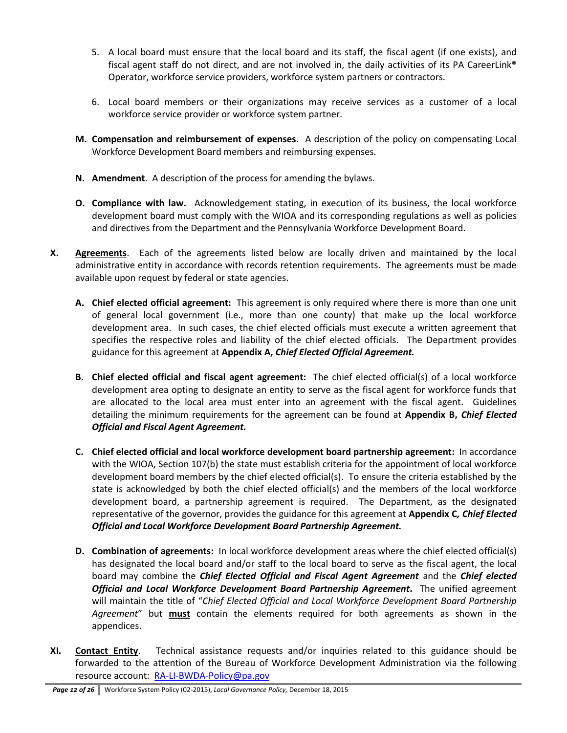5. A local board must ensure that the local board and its staff, the fiscal agent (if one exists), and fiscal agent staff do not direct, and are not involved in, the daily activities of its PA CareerLink® Operator, workforce service providers, workforce system partners or contractors.

6. Local board members or their organizations may receive services as a customer of a local workforce service provider or workforce system partner.

**M. Compensation and reimbursement of expenses**. A description of the policy on compensating Local Workforce Development Board members and reimbursing expenses.

**N. Amendment**. A description of the process for amending the bylaws.

**O. Compliance with law.** Acknowledgement stating, in execution of its business, the local workforce development board must comply with the WIOA and its corresponding regulations as well as policies and directives from the Department and the Pennsylvania Workforce Development Board.

**X. <u>Agreements</u>**. Each of the agreements listed below are locally driven and maintained by the local administrative entity in accordance with records retention requirements. The agreements must be made available upon request by federal or state agencies.

**A. Chief elected official agreement:** This agreement is only required where there is more than one unit of general local government (i.e., more than one county) that make up the local workforce development area. In such cases, the chief elected officials must execute a written agreement that specifies the respective roles and liability of the chief elected officials. The Department provides guidance for this agreement at **Appendix A, *Chief Elected Official Agreement.***

**B. Chief elected official and fiscal agent agreement:** The chief elected official(s) of a local workforce development area opting to designate an entity to serve as the fiscal agent for workforce funds that are allocated to the local area must enter into an agreement with the fiscal agent. Guidelines detailing the minimum requirements for the agreement can be found at **Appendix B, *Chief Elected Official and Fiscal Agent Agreement.***

**C. Chief elected official and local workforce development board partnership agreement:** In accordance with the WIOA, Section 107(b) the state must establish criteria for the appointment of local workforce development board members by the chief elected official(s). To ensure the criteria established by the state is acknowledged by both the chief elected official(s) and the members of the local workforce development board, a partnership agreement is required. The Department, as the designated representative of the governor, provides the guidance for this agreement at **Appendix C*, Chief Elected Official and Local Workforce Development Board Partnership Agreement.***

**D. Combination of agreements:** In local workforce development areas where the chief elected official(s) has designated the local board and/or staff to the local board to serve as the fiscal agent, the local board may combine the ***Chief Elected Official and Fiscal Agent Agreement*** and the ***Chief elected Official and Local Workforce Development Board Partnership Agreement*****.** The unified agreement will maintain the title of "*Chief Elected Official and Local Workforce Development Board Partnership Agreement*" but **<u>must</u>** contain the elements required for both agreements as shown in the appendices.

**XI. <u>Contact Entity</u>**. Technical assistance requests and/or inquiries related to this guidance should be forwarded to the attention of the Bureau of Workforce Development Administration via the following resource account: RA-LI-BWDA-Policy@pa.gov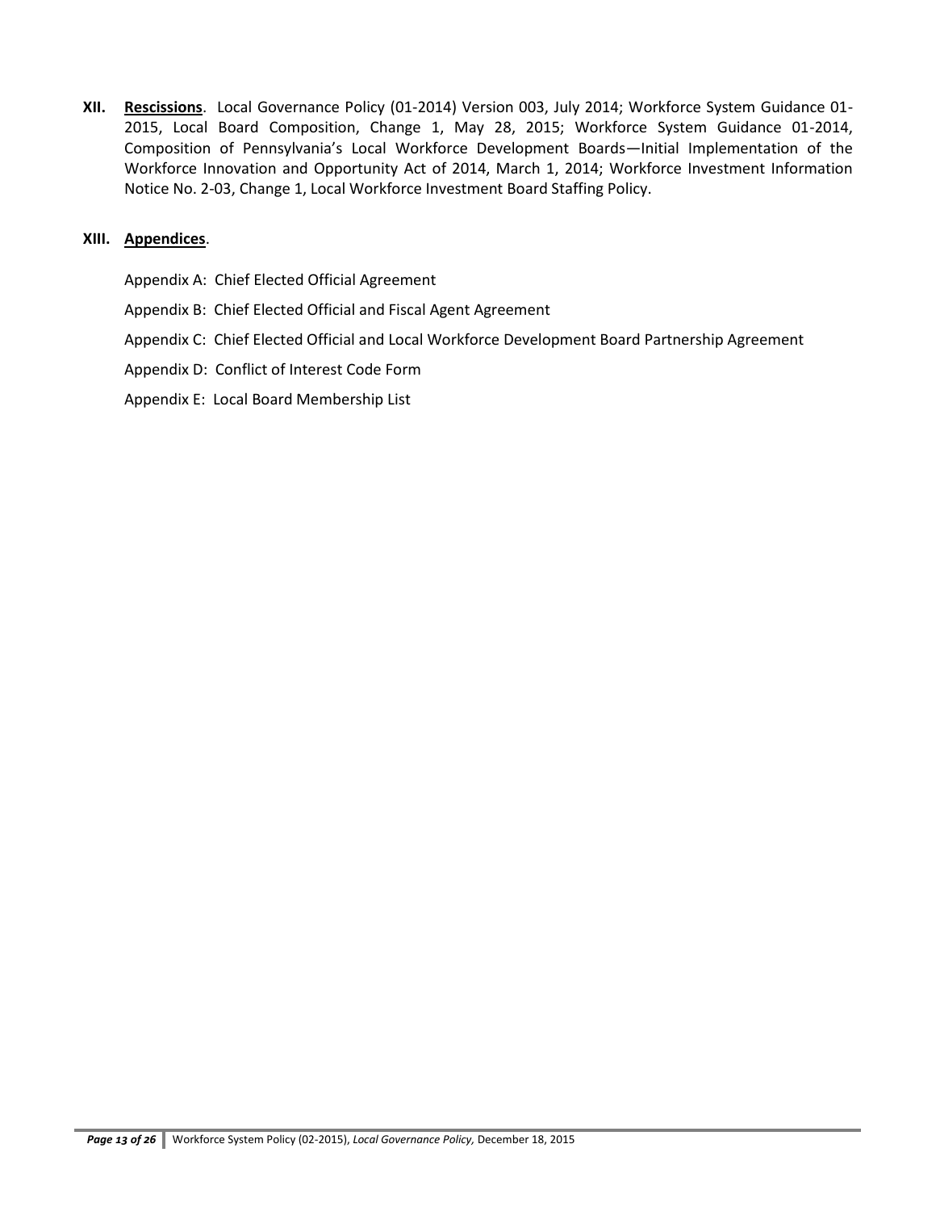**XII. Rescissions**. Local Governance Policy (01-2014) Version 003, July 2014; Workforce System Guidance 01-2015, Local Board Composition, Change 1, May 28, 2015; Workforce System Guidance 01-2014, Composition of Pennsylvania's Local Workforce Development Boards—Initial Implementation of the Workforce Innovation and Opportunity Act of 2014, March 1, 2014; Workforce Investment Information Notice No. 2-03, Change 1, Local Workforce Investment Board Staffing Policy.

**XIII. Appendices**.

Appendix A: Chief Elected Official Agreement

Appendix B: Chief Elected Official and Fiscal Agent Agreement

Appendix C: Chief Elected Official and Local Workforce Development Board Partnership Agreement

Appendix D: Conflict of Interest Code Form

Appendix E: Local Board Membership List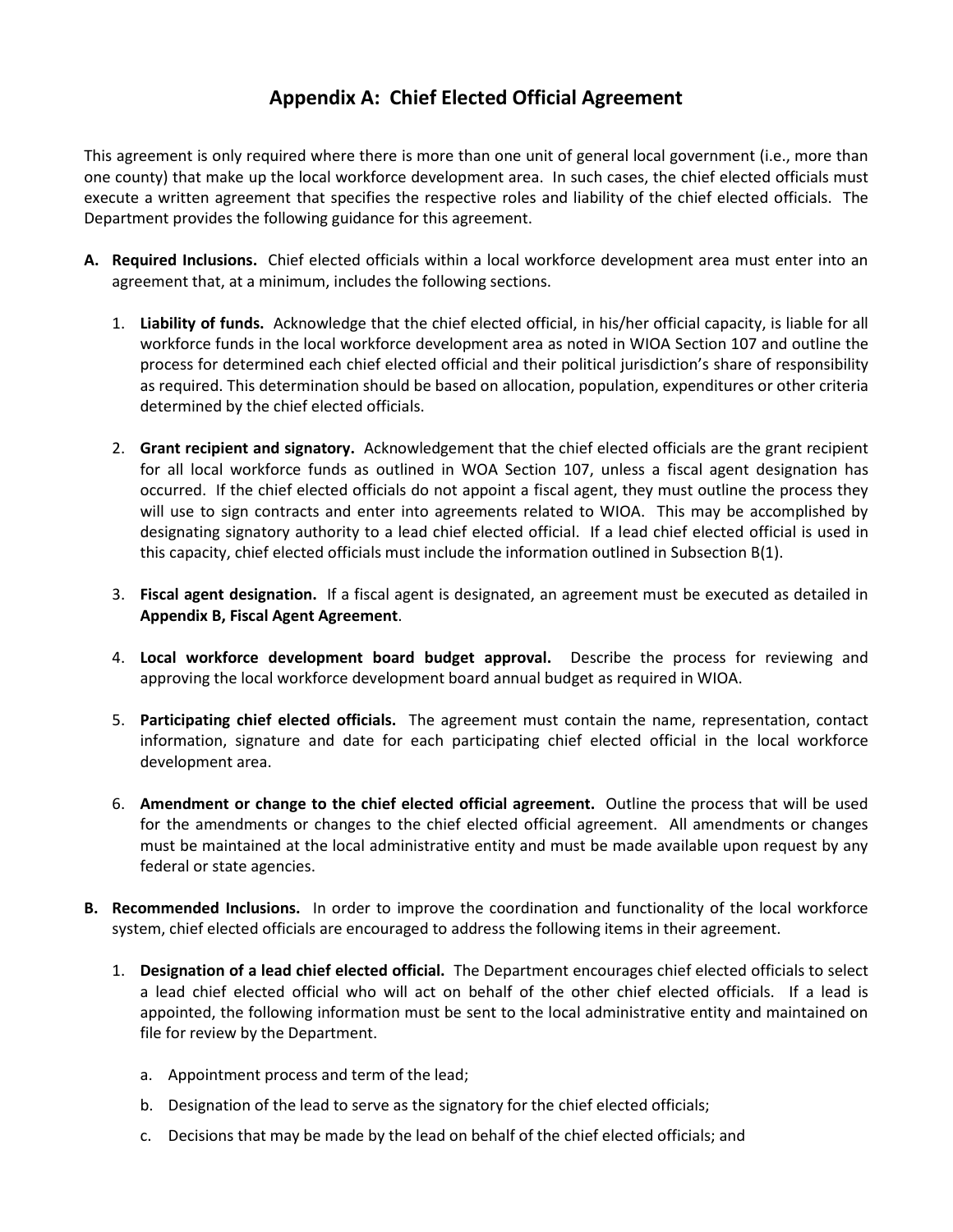# Appendix A: Chief Elected Official Agreement

This agreement is only required where there is more than one unit of general local government (i.e., more than one county) that make up the local workforce development area. In such cases, the chief elected officials must execute a written agreement that specifies the respective roles and liability of the chief elected officials. The Department provides the following guidance for this agreement.

**A. Required Inclusions.** Chief elected officials within a local workforce development area must enter into an agreement that, at a minimum, includes the following sections.

1. **Liability of funds.** Acknowledge that the chief elected official, in his/her official capacity, is liable for all workforce funds in the local workforce development area as noted in WIOA Section 107 and outline the process for determined each chief elected official and their political jurisdiction's share of responsibility as required. This determination should be based on allocation, population, expenditures or other criteria determined by the chief elected officials.

2. **Grant recipient and signatory.** Acknowledgement that the chief elected officials are the grant recipient for all local workforce funds as outlined in WOA Section 107, unless a fiscal agent designation has occurred. If the chief elected officials do not appoint a fiscal agent, they must outline the process they will use to sign contracts and enter into agreements related to WIOA. This may be accomplished by designating signatory authority to a lead chief elected official. If a lead chief elected official is used in this capacity, chief elected officials must include the information outlined in Subsection B(1).

3. **Fiscal agent designation.** If a fiscal agent is designated, an agreement must be executed as detailed in **Appendix B, Fiscal Agent Agreement**.

4. **Local workforce development board budget approval.** Describe the process for reviewing and approving the local workforce development board annual budget as required in WIOA.

5. **Participating chief elected officials.** The agreement must contain the name, representation, contact information, signature and date for each participating chief elected official in the local workforce development area.

6. **Amendment or change to the chief elected official agreement.** Outline the process that will be used for the amendments or changes to the chief elected official agreement. All amendments or changes must be maintained at the local administrative entity and must be made available upon request by any federal or state agencies.

**B. Recommended Inclusions.** In order to improve the coordination and functionality of the local workforce system, chief elected officials are encouraged to address the following items in their agreement.

1. **Designation of a lead chief elected official.** The Department encourages chief elected officials to select a lead chief elected official who will act on behalf of the other chief elected officials. If a lead is appointed, the following information must be sent to the local administrative entity and maintained on file for review by the Department.

   a. Appointment process and term of the lead;

   b. Designation of the lead to serve as the signatory for the chief elected officials;

   c. Decisions that may be made by the lead on behalf of the chief elected officials; and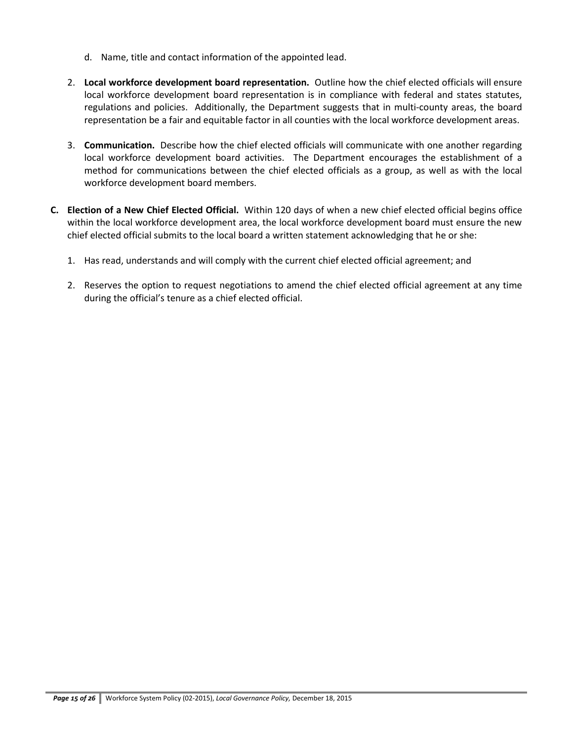d. Name, title and contact information of the appointed lead.

2. **Local workforce development board representation.** Outline how the chief elected officials will ensure local workforce development board representation is in compliance with federal and states statutes, regulations and policies. Additionally, the Department suggests that in multi-county areas, the board representation be a fair and equitable factor in all counties with the local workforce development areas.

3. **Communication.** Describe how the chief elected officials will communicate with one another regarding local workforce development board activities. The Department encourages the establishment of a method for communications between the chief elected officials as a group, as well as with the local workforce development board members.

**C. Election of a New Chief Elected Official.** Within 120 days of when a new chief elected official begins office within the local workforce development area, the local workforce development board must ensure the new chief elected official submits to the local board a written statement acknowledging that he or she:

1. Has read, understands and will comply with the current chief elected official agreement; and

2. Reserves the option to request negotiations to amend the chief elected official agreement at any time during the official's tenure as a chief elected official.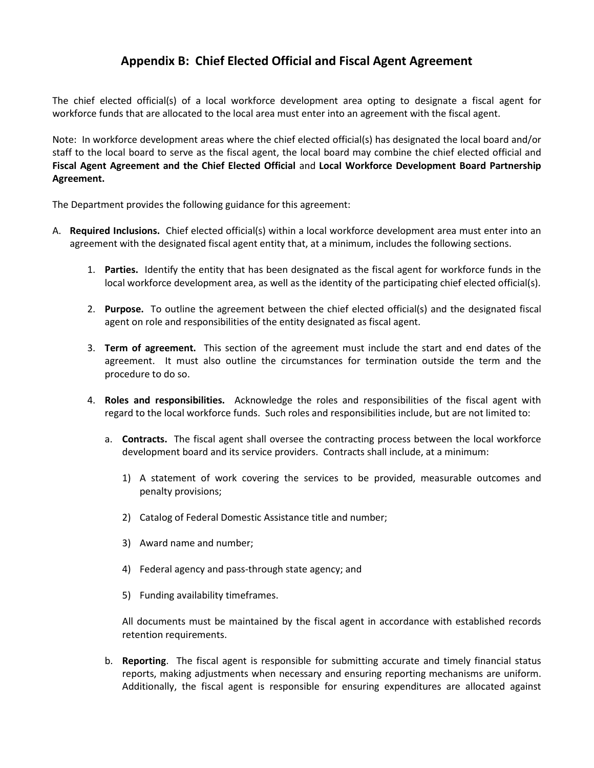## Appendix B: Chief Elected Official and Fiscal Agent Agreement

The chief elected official(s) of a local workforce development area opting to designate a fiscal agent for workforce funds that are allocated to the local area must enter into an agreement with the fiscal agent.

Note: In workforce development areas where the chief elected official(s) has designated the local board and/or staff to the local board to serve as the fiscal agent, the local board may combine the chief elected official and **Fiscal Agent Agreement and the Chief Elected Official** and **Local Workforce Development Board Partnership Agreement.**

The Department provides the following guidance for this agreement:

A. **Required Inclusions.** Chief elected official(s) within a local workforce development area must enter into an agreement with the designated fiscal agent entity that, at a minimum, includes the following sections.

   1. **Parties.** Identify the entity that has been designated as the fiscal agent for workforce funds in the local workforce development area, as well as the identity of the participating chief elected official(s).

   2. **Purpose.** To outline the agreement between the chief elected official(s) and the designated fiscal agent on role and responsibilities of the entity designated as fiscal agent.

   3. **Term of agreement.** This section of the agreement must include the start and end dates of the agreement. It must also outline the circumstances for termination outside the term and the procedure to do so.

   4. **Roles and responsibilities.** Acknowledge the roles and responsibilities of the fiscal agent with regard to the local workforce funds. Such roles and responsibilities include, but are not limited to:

      a. **Contracts.** The fiscal agent shall oversee the contracting process between the local workforce development board and its service providers. Contracts shall include, at a minimum:

         1) A statement of work covering the services to be provided, measurable outcomes and penalty provisions;

         2) Catalog of Federal Domestic Assistance title and number;

         3) Award name and number;

         4) Federal agency and pass-through state agency; and

         5) Funding availability timeframes.

         All documents must be maintained by the fiscal agent in accordance with established records retention requirements.

      b. **Reporting**. The fiscal agent is responsible for submitting accurate and timely financial status reports, making adjustments when necessary and ensuring reporting mechanisms are uniform. Additionally, the fiscal agent is responsible for ensuring expenditures are allocated against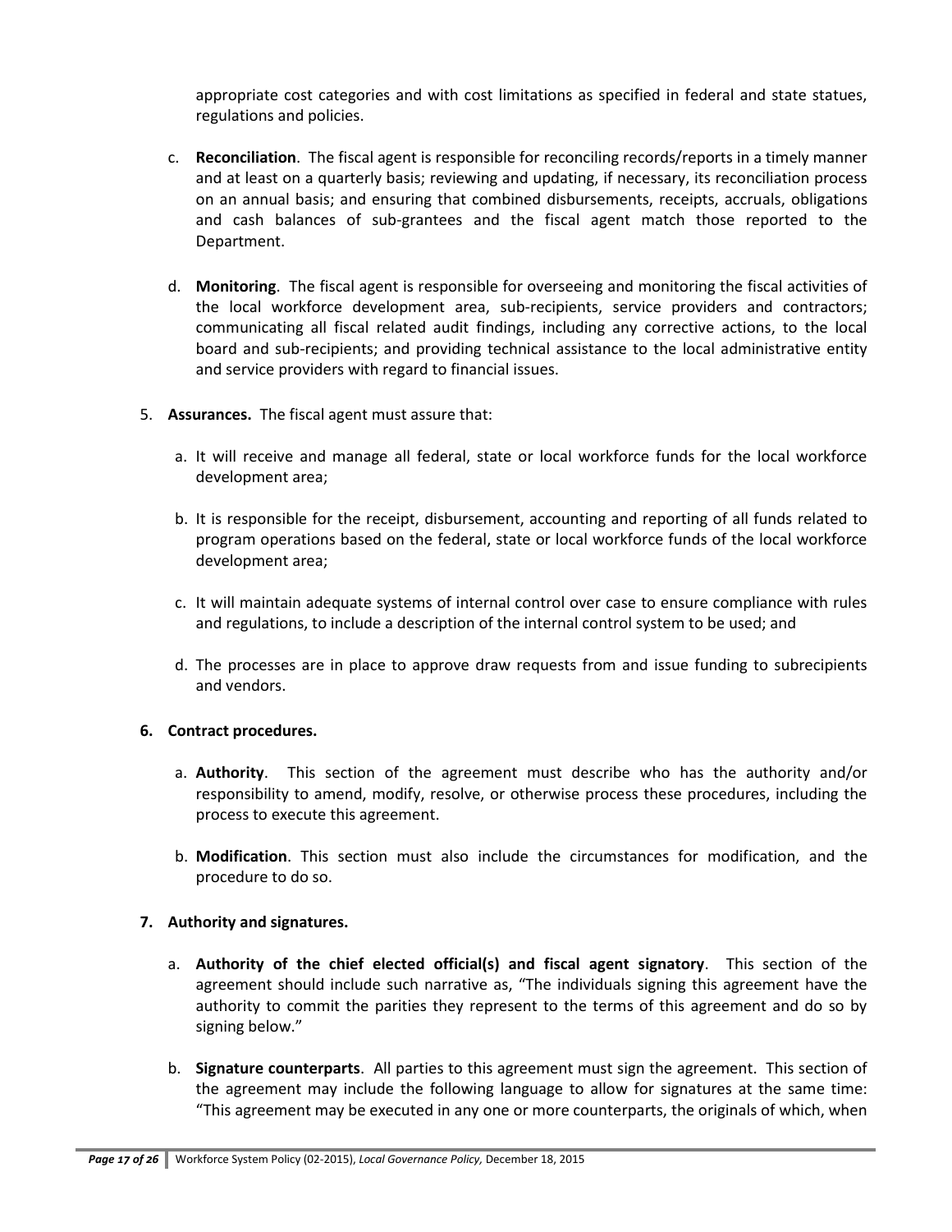appropriate cost categories and with cost limitations as specified in federal and state statues, regulations and policies.

c. **Reconciliation**. The fiscal agent is responsible for reconciling records/reports in a timely manner and at least on a quarterly basis; reviewing and updating, if necessary, its reconciliation process on an annual basis; and ensuring that combined disbursements, receipts, accruals, obligations and cash balances of sub-grantees and the fiscal agent match those reported to the Department.

d. **Monitoring**. The fiscal agent is responsible for overseeing and monitoring the fiscal activities of the local workforce development area, sub-recipients, service providers and contractors; communicating all fiscal related audit findings, including any corrective actions, to the local board and sub-recipients; and providing technical assistance to the local administrative entity and service providers with regard to financial issues.

5. **Assurances.** The fiscal agent must assure that:

   a. It will receive and manage all federal, state or local workforce funds for the local workforce development area;

   b. It is responsible for the receipt, disbursement, accounting and reporting of all funds related to program operations based on the federal, state or local workforce funds of the local workforce development area;

   c. It will maintain adequate systems of internal control over case to ensure compliance with rules and regulations, to include a description of the internal control system to be used; and

   d. The processes are in place to approve draw requests from and issue funding to subrecipients and vendors.

**6. Contract procedures.**

   a. **Authority**. This section of the agreement must describe who has the authority and/or responsibility to amend, modify, resolve, or otherwise process these procedures, including the process to execute this agreement.

   b. **Modification**. This section must also include the circumstances for modification, and the procedure to do so.

**7. Authority and signatures.**

   a. **Authority of the chief elected official(s) and fiscal agent signatory**. This section of the agreement should include such narrative as, "The individuals signing this agreement have the authority to commit the parities they represent to the terms of this agreement and do so by signing below."

   b. **Signature counterparts**. All parties to this agreement must sign the agreement. This section of the agreement may include the following language to allow for signatures at the same time: "This agreement may be executed in any one or more counterparts, the originals of which, when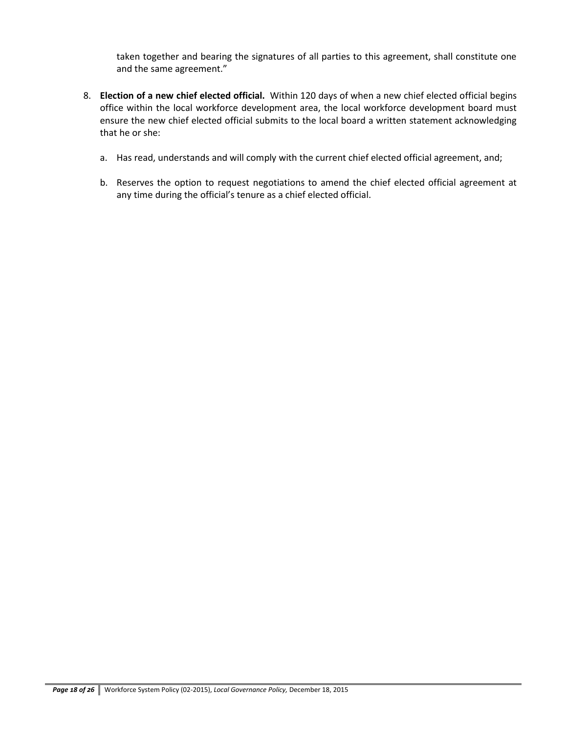taken together and bearing the signatures of all parties to this agreement, shall constitute one and the same agreement."

8. **Election of a new chief elected official.** Within 120 days of when a new chief elected official begins office within the local workforce development area, the local workforce development board must ensure the new chief elected official submits to the local board a written statement acknowledging that he or she:

   a. Has read, understands and will comply with the current chief elected official agreement, and;

   b. Reserves the option to request negotiations to amend the chief elected official agreement at any time during the official's tenure as a chief elected official.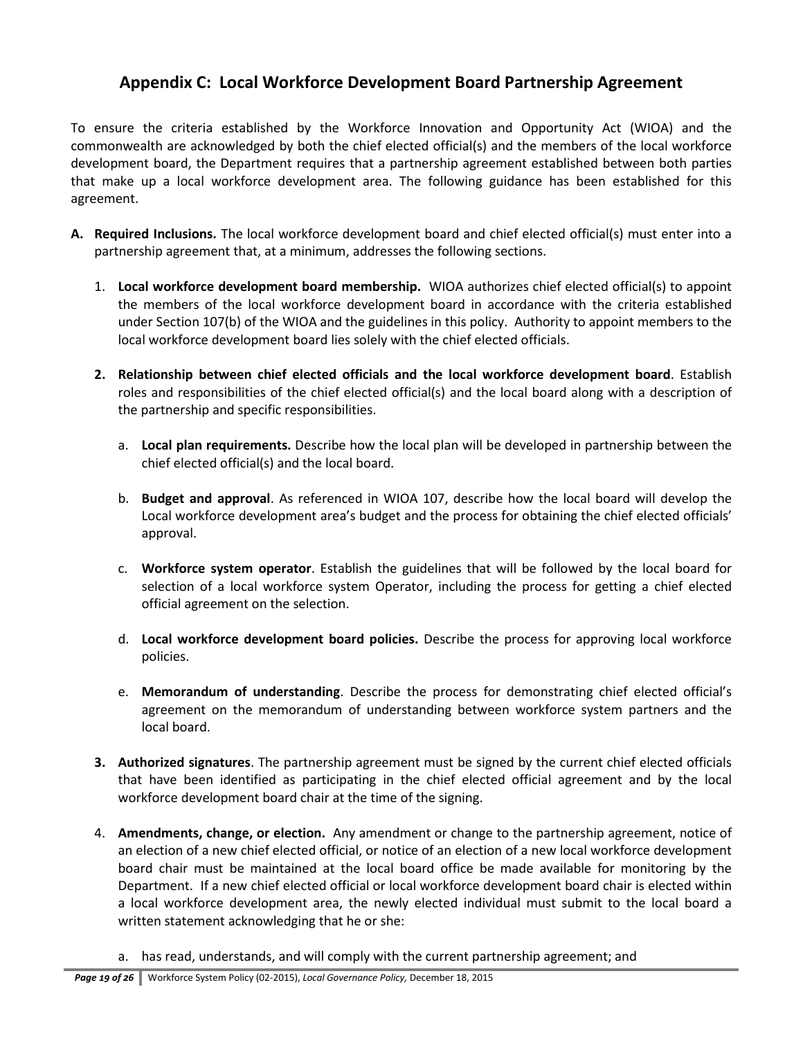## Appendix C: Local Workforce Development Board Partnership Agreement

To ensure the criteria established by the Workforce Innovation and Opportunity Act (WIOA) and the commonwealth are acknowledged by both the chief elected official(s) and the members of the local workforce development board, the Department requires that a partnership agreement established between both parties that make up a local workforce development area. The following guidance has been established for this agreement.

**A. Required Inclusions.** The local workforce development board and chief elected official(s) must enter into a partnership agreement that, at a minimum, addresses the following sections.

1. **Local workforce development board membership.** WIOA authorizes chief elected official(s) to appoint the members of the local workforce development board in accordance with the criteria established under Section 107(b) of the WIOA and the guidelines in this policy. Authority to appoint members to the local workforce development board lies solely with the chief elected officials.

2. **Relationship between chief elected officials and the local workforce development board**. Establish roles and responsibilities of the chief elected official(s) and the local board along with a description of the partnership and specific responsibilities.

   a. **Local plan requirements.** Describe how the local plan will be developed in partnership between the chief elected official(s) and the local board.

   b. **Budget and approval**. As referenced in WIOA 107, describe how the local board will develop the Local workforce development area's budget and the process for obtaining the chief elected officials' approval.

   c. **Workforce system operator**. Establish the guidelines that will be followed by the local board for selection of a local workforce system Operator, including the process for getting a chief elected official agreement on the selection.

   d. **Local workforce development board policies.** Describe the process for approving local workforce policies.

   e. **Memorandum of understanding**. Describe the process for demonstrating chief elected official's agreement on the memorandum of understanding between workforce system partners and the local board.

3. **Authorized signatures**. The partnership agreement must be signed by the current chief elected officials that have been identified as participating in the chief elected official agreement and by the local workforce development board chair at the time of the signing.

4. **Amendments, change, or election.** Any amendment or change to the partnership agreement, notice of an election of a new chief elected official, or notice of an election of a new local workforce development board chair must be maintained at the local board office be made available for monitoring by the Department. If a new chief elected official or local workforce development board chair is elected within a local workforce development area, the newly elected individual must submit to the local board a written statement acknowledging that he or she:

   a. has read, understands, and will comply with the current partnership agreement; and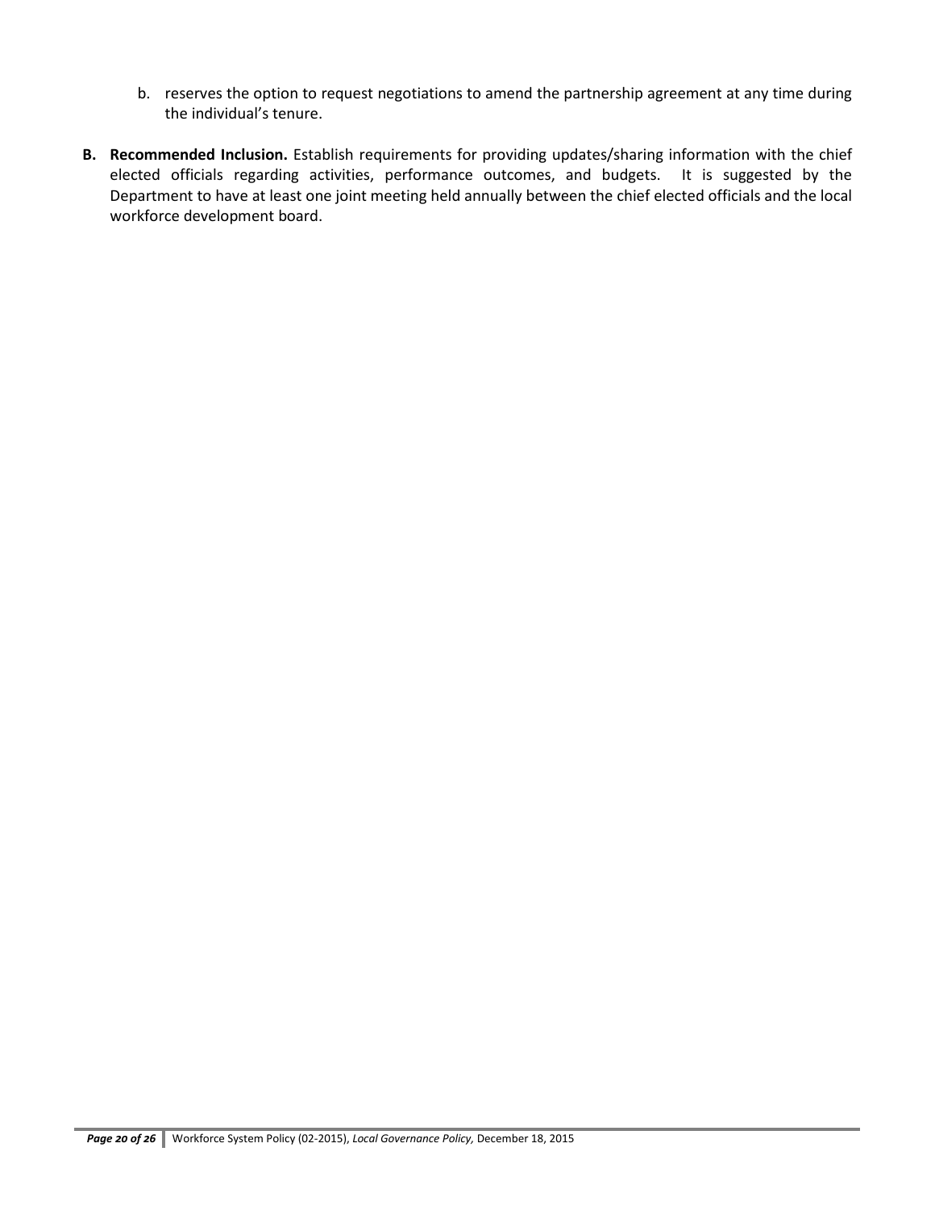b. reserves the option to request negotiations to amend the partnership agreement at any time during the individual's tenure.

**B. Recommended Inclusion.** Establish requirements for providing updates/sharing information with the chief elected officials regarding activities, performance outcomes, and budgets. It is suggested by the Department to have at least one joint meeting held annually between the chief elected officials and the local workforce development board.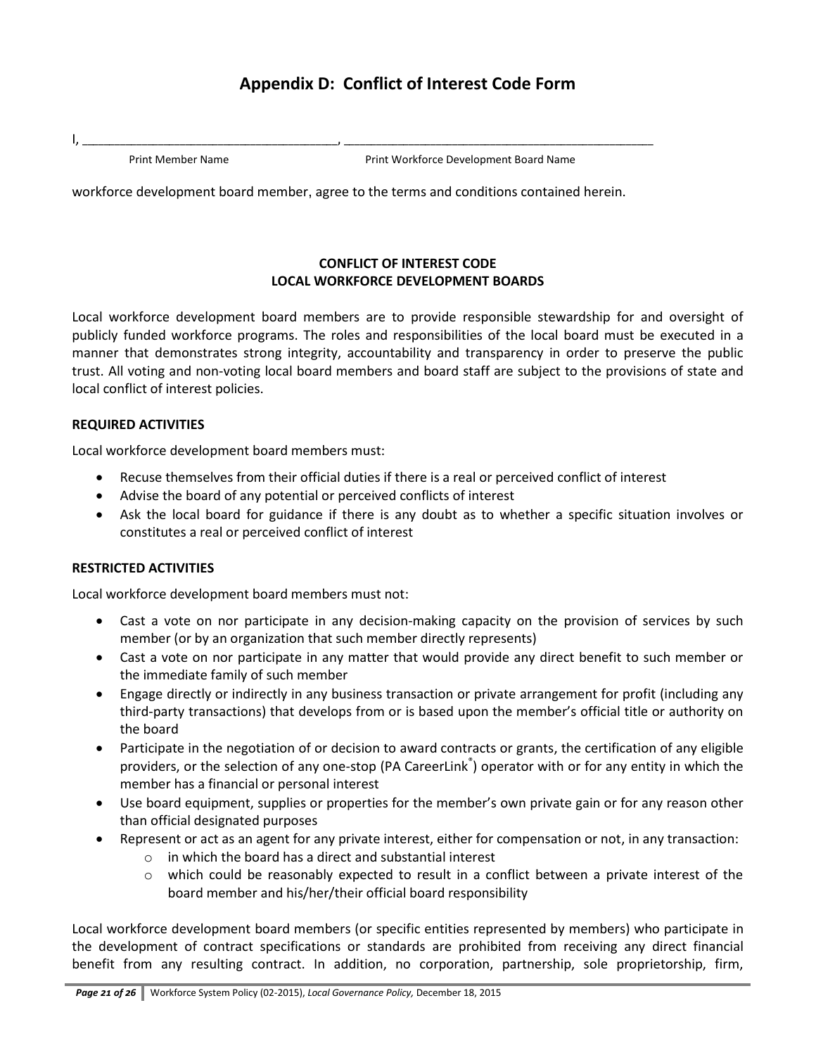# Appendix D: Conflict of Interest Code Form

I, \_\_\_\_\_\_\_\_\_\_\_\_\_\_\_\_\_\_\_\_\_\_\_\_\_\_\_\_\_\_\_\_\_\_\_\_, \_\_\_\_\_\_\_\_\_\_\_\_\_\_\_\_\_\_\_\_\_\_\_\_\_\_\_\_\_\_\_\_\_\_\_\_\_\_\_\_\_\_\_\_\_

Print Member Name — Print Workforce Development Board Name

workforce development board member, agree to the terms and conditions contained herein.

**CONFLICT OF INTEREST CODE**
**LOCAL WORKFORCE DEVELOPMENT BOARDS**

Local workforce development board members are to provide responsible stewardship for and oversight of publicly funded workforce programs. The roles and responsibilities of the local board must be executed in a manner that demonstrates strong integrity, accountability and transparency in order to preserve the public trust. All voting and non-voting local board members and board staff are subject to the provisions of state and local conflict of interest policies.

**REQUIRED ACTIVITIES**

Local workforce development board members must:

- Recuse themselves from their official duties if there is a real or perceived conflict of interest
- Advise the board of any potential or perceived conflicts of interest
- Ask the local board for guidance if there is any doubt as to whether a specific situation involves or constitutes a real or perceived conflict of interest

**RESTRICTED ACTIVITIES**

Local workforce development board members must not:

- Cast a vote on nor participate in any decision-making capacity on the provision of services by such member (or by an organization that such member directly represents)
- Cast a vote on nor participate in any matter that would provide any direct benefit to such member or the immediate family of such member
- Engage directly or indirectly in any business transaction or private arrangement for profit (including any third-party transactions) that develops from or is based upon the member's official title or authority on the board
- Participate in the negotiation of or decision to award contracts or grants, the certification of any eligible providers, or the selection of any one-stop (PA CareerLink®) operator with or for any entity in which the member has a financial or personal interest
- Use board equipment, supplies or properties for the member's own private gain or for any reason other than official designated purposes
- Represent or act as an agent for any private interest, either for compensation or not, in any transaction:
  - in which the board has a direct and substantial interest
  - which could be reasonably expected to result in a conflict between a private interest of the board member and his/her/their official board responsibility

Local workforce development board members (or specific entities represented by members) who participate in the development of contract specifications or standards are prohibited from receiving any direct financial benefit from any resulting contract. In addition, no corporation, partnership, sole proprietorship, firm,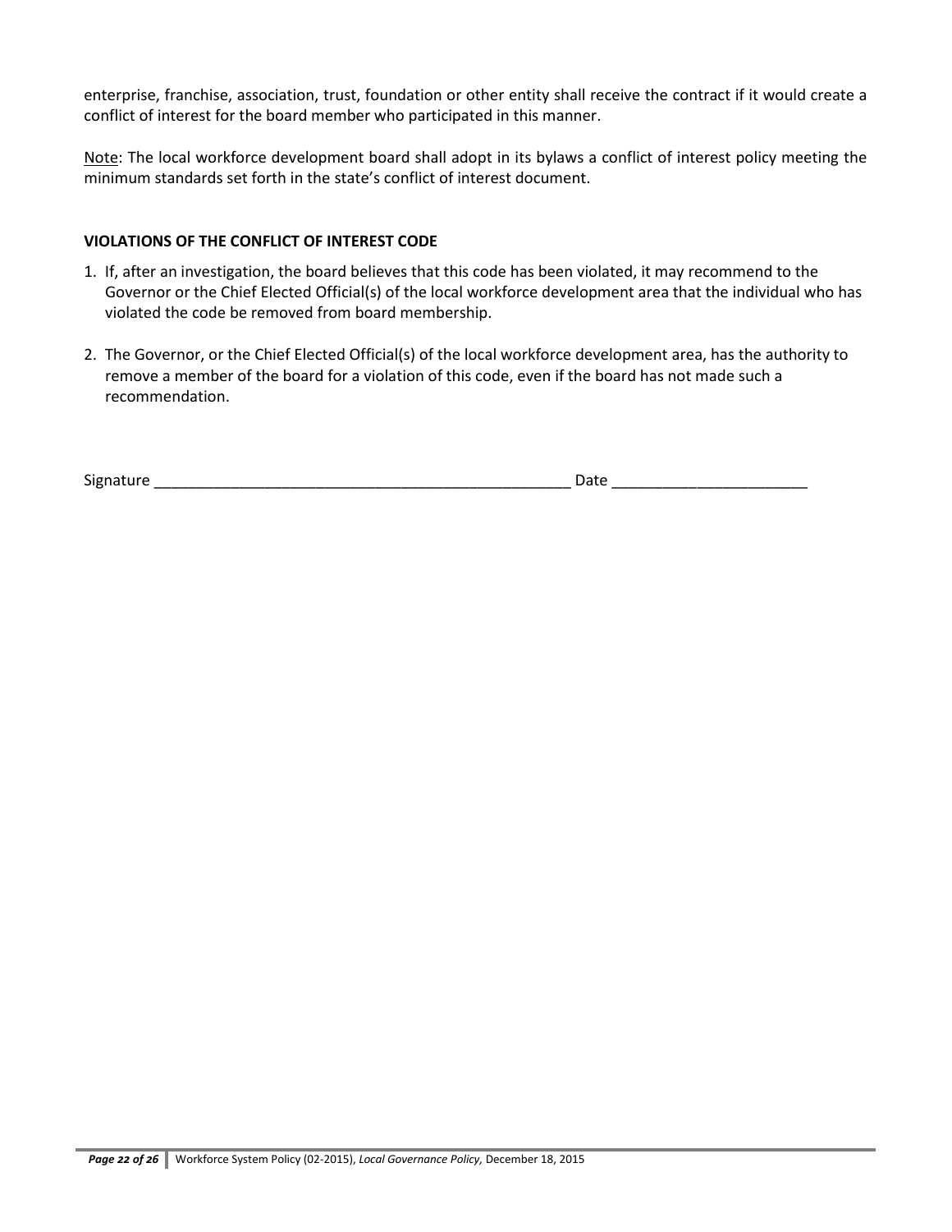enterprise, franchise, association, trust, foundation or other entity shall receive the contract if it would create a conflict of interest for the board member who participated in this manner.

<u>Note</u>: The local workforce development board shall adopt in its bylaws a conflict of interest policy meeting the minimum standards set forth in the state's conflict of interest document.

**VIOLATIONS OF THE CONFLICT OF INTEREST CODE**

1. If, after an investigation, the board believes that this code has been violated, it may recommend to the Governor or the Chief Elected Official(s) of the local workforce development area that the individual who has violated the code be removed from board membership.

2. The Governor, or the Chief Elected Official(s) of the local workforce development area, has the authority to remove a member of the board for a violation of this code, even if the board has not made such a recommendation.

Signature ___________________________________________________ Date _______________________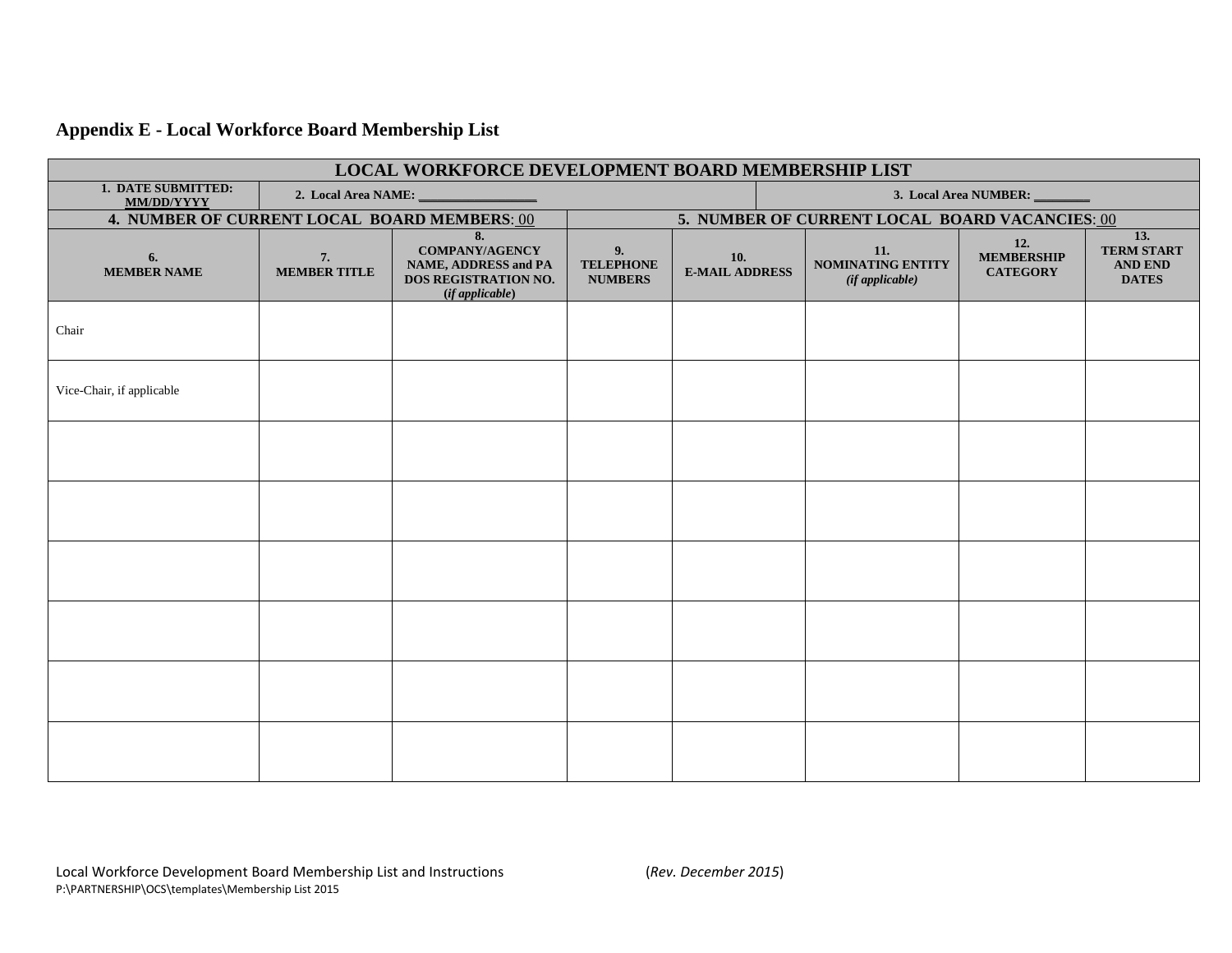## Appendix E - Local Workforce Board Membership List

| LOCAL WORKFORCE DEVELOPMENT BOARD MEMBERSHIP LIST | | | | | | | |
|---|---|---|---|---|---|---|---|
| **1. DATE SUBMITTED: MM/DD/YYYY** | **2. Local Area NAME: ________________** | | | | **3. Local Area NUMBER: ________** | | |
| **4. NUMBER OF CURRENT LOCAL BOARD MEMBERS**: 00 | | | **5. NUMBER OF CURRENT LOCAL BOARD VACANCIES**: 00 | | | | |
| **6. MEMBER NAME** | **7. MEMBER TITLE** | **8. COMPANY/AGENCY NAME, ADDRESS and PA DOS REGISTRATION NO. (*if applicable*)** | **9. TELEPHONE NUMBERS** | **10. E-MAIL ADDRESS** | **11. NOMINATING ENTITY (*if applicable*)** | **12. MEMBERSHIP CATEGORY** | **13. TERM START AND END DATES** |
| Chair | | | | | | | |
| Vice-Chair, if applicable | | | | | | | |
| | | | | | | | |
| | | | | | | | |
| | | | | | | | |
| | | | | | | | |
| | | | | | | | |
| | | | | | | | |

Local Workforce Development Board Membership List and Instructions (*Rev. December 2015*)
P:\PARTNERSHIP\OCS\templates\Membership List 2015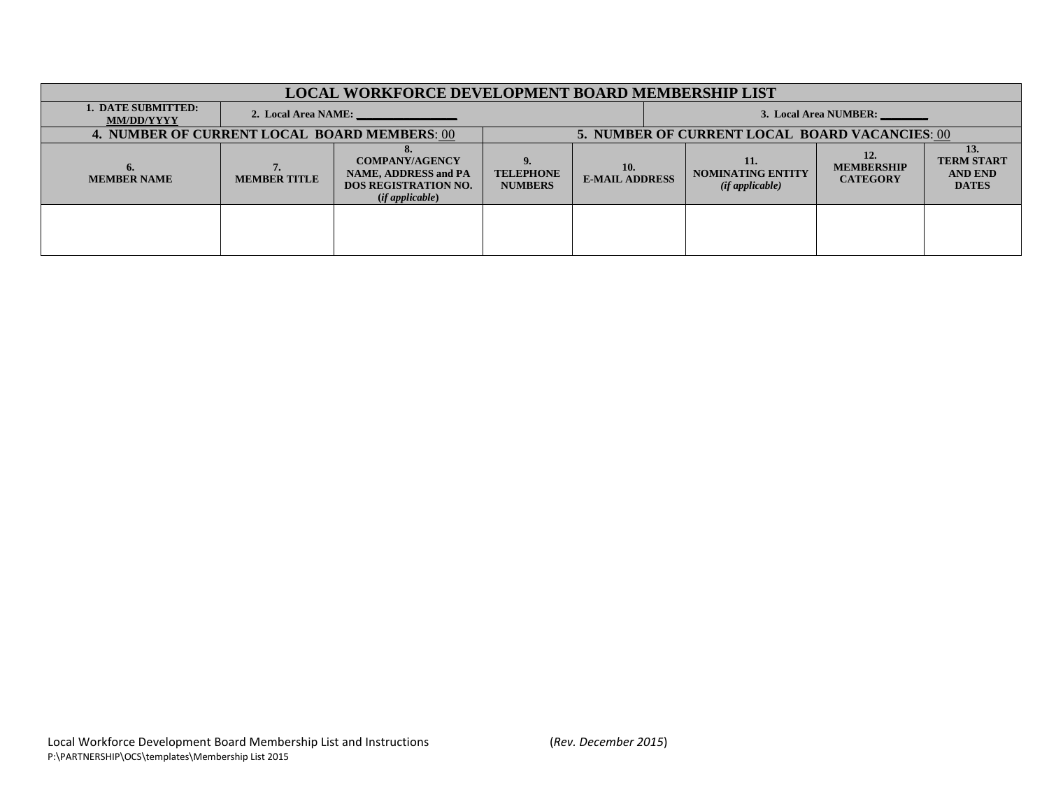| LOCAL WORKFORCE DEVELOPMENT BOARD MEMBERSHIP LIST | | | | | | | |
|---|---|---|---|---|---|---|---|
| 1. DATE SUBMITTED: MM/DD/YYYY | 2. Local Area NAME: ________________ | | | | 3. Local Area NUMBER: ________ | | |
| 4. NUMBER OF CURRENT LOCAL BOARD MEMBERS: 00 | | | 5. NUMBER OF CURRENT LOCAL BOARD VACANCIES: 00 | | | | |
| 6. MEMBER NAME | 7. MEMBER TITLE | 8. COMPANY/AGENCY NAME, ADDRESS and PA DOS REGISTRATION NO. (*if applicable*) | 9. TELEPHONE NUMBERS | 10. E-MAIL ADDRESS | 11. NOMINATING ENTITY *(if applicable)* | 12. MEMBERSHIP CATEGORY | 13. TERM START AND END DATES |
| | | | | | | | |

Local Workforce Development Board Membership List and Instructions (*Rev. December 2015*)
P:\PARTNERSHIP\OCS\templates\Membership List 2015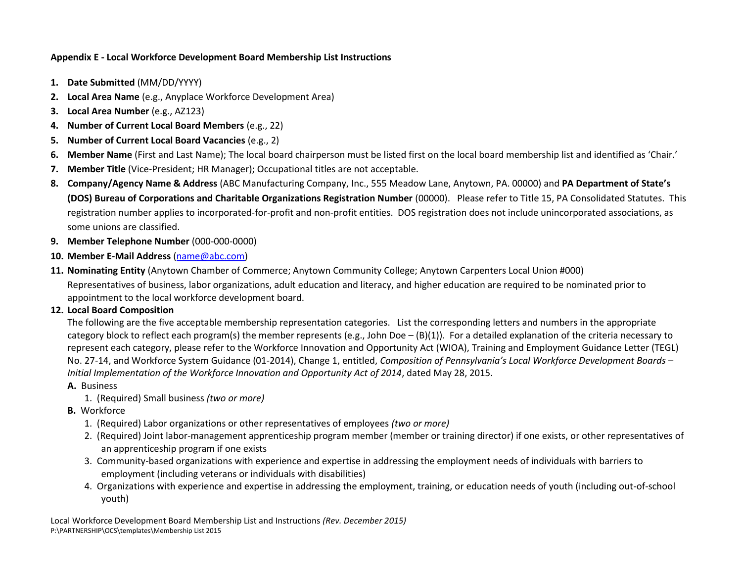**Appendix E - Local Workforce Development Board Membership List Instructions**

1. **Date Submitted** (MM/DD/YYYY)
2. **Local Area Name** (e.g., Anyplace Workforce Development Area)
3. **Local Area Number** (e.g., AZ123)
4. **Number of Current Local Board Members** (e.g., 22)
5. **Number of Current Local Board Vacancies** (e.g., 2)
6. **Member Name** (First and Last Name); The local board chairperson must be listed first on the local board membership list and identified as 'Chair.'
7. **Member Title** (Vice-President; HR Manager); Occupational titles are not acceptable.
8. **Company/Agency Name & Address** (ABC Manufacturing Company, Inc., 555 Meadow Lane, Anytown, PA. 00000) and **PA Department of State's (DOS) Bureau of Corporations and Charitable Organizations Registration Number** (00000). Please refer to Title 15, PA Consolidated Statutes. This registration number applies to incorporated-for-profit and non-profit entities. DOS registration does not include unincorporated associations, as some unions are classified.
9. **Member Telephone Number** (000-000-0000)
10. **Member E-Mail Address** (name@abc.com)
11. **Nominating Entity** (Anytown Chamber of Commerce; Anytown Community College; Anytown Carpenters Local Union #000)
    Representatives of business, labor organizations, adult education and literacy, and higher education are required to be nominated prior to appointment to the local workforce development board.
12. **Local Board Composition**
    The following are the five acceptable membership representation categories. List the corresponding letters and numbers in the appropriate category block to reflect each program(s) the member represents (e.g., John Doe – (B)(1)). For a detailed explanation of the criteria necessary to represent each category, please refer to the Workforce Innovation and Opportunity Act (WIOA), Training and Employment Guidance Letter (TEGL) No. 27-14, and Workforce System Guidance (01-2014), Change 1, entitled, *Composition of Pennsylvania's Local Workforce Development Boards – Initial Implementation of the Workforce Innovation and Opportunity Act of 2014*, dated May 28, 2015.
    - **A.** Business
        1. (Required) Small business *(two or more)*
    - **B.** Workforce
        1. (Required) Labor organizations or other representatives of employees *(two or more)*
        2. (Required) Joint labor-management apprenticeship program member (member or training director) if one exists, or other representatives of an apprenticeship program if one exists
        3. Community-based organizations with experience and expertise in addressing the employment needs of individuals with barriers to employment (including veterans or individuals with disabilities)
        4. Organizations with experience and expertise in addressing the employment, training, or education needs of youth (including out-of-school youth)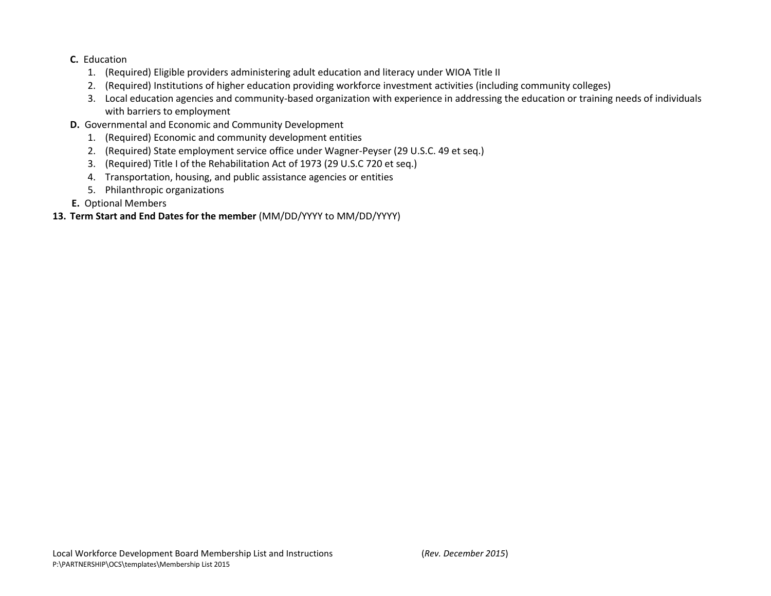**C.** Education

1. (Required) Eligible providers administering adult education and literacy under WIOA Title II
2. (Required) Institutions of higher education providing workforce investment activities (including community colleges)
3. Local education agencies and community-based organization with experience in addressing the education or training needs of individuals with barriers to employment

**D.** Governmental and Economic and Community Development

1. (Required) Economic and community development entities
2. (Required) State employment service office under Wagner-Peyser (29 U.S.C. 49 et seq.)
3. (Required) Title I of the Rehabilitation Act of 1973 (29 U.S.C 720 et seq.)
4. Transportation, housing, and public assistance agencies or entities
5. Philanthropic organizations

**E.** Optional Members

**13. Term Start and End Dates for the member** (MM/DD/YYYY to MM/DD/YYYY)